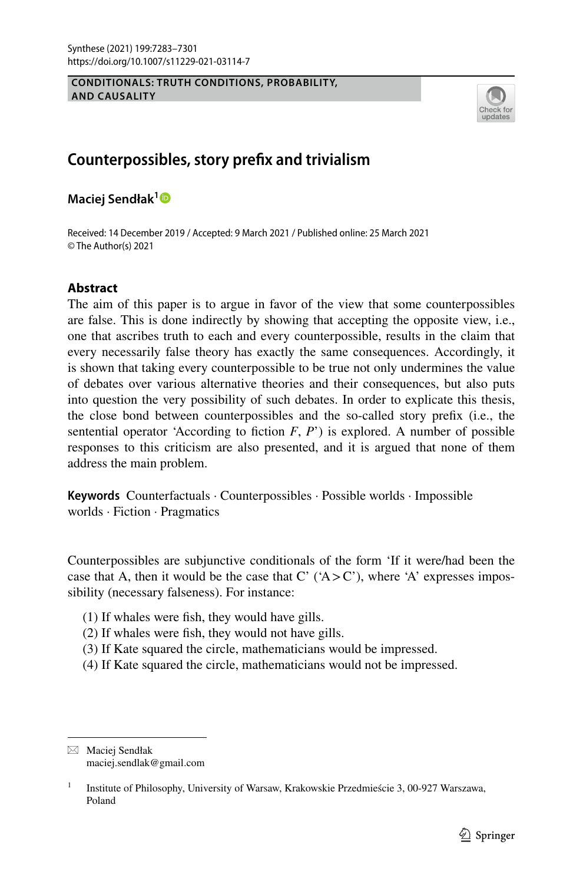CONDITIONALS: TRUTH CONDITIONS, PROBABILITY, AND CAUSALITY

# Counterpossibles, story prefix and trivialism

**Maciej Sendłak**[1]

Received: 14 December 2019 / Accepted: 9 March 2021 / Published online: 25 March 2021
© The Author(s) 2021

## Abstract

The aim of this paper is to argue in favor of the view that some counterpossibles are false. This is done indirectly by showing that accepting the opposite view, i.e., one that ascribes truth to each and every counterpossible, results in the claim that every necessarily false theory has exactly the same consequences. Accordingly, it is shown that taking every counterpossible to be true not only undermines the value of debates over various alternative theories and their consequences, but also puts into question the very possibility of such debates. In order to explicate this thesis, the close bond between counterpossibles and the so-called story prefix (i.e., the sentential operator 'According to fiction *F*, *P*') is explored. A number of possible responses to this criticism are also presented, and it is argued that none of them address the main problem.

**Keywords** Counterfactuals · Counterpossibles · Possible worlds · Impossible worlds · Fiction · Pragmatics

Counterpossibles are subjunctive conditionals of the form 'If it were/had been the case that A, then it would be the case that C' ('A > C'), where 'A' expresses impossibility (necessary falseness). For instance:

(1) If whales were fish, they would have gills.
(2) If whales were fish, they would not have gills.
(3) If Kate squared the circle, mathematicians would be impressed.
(4) If Kate squared the circle, mathematicians would not be impressed.

---

✉ Maciej Sendłak
maciej.sendlak@gmail.com

[1] Institute of Philosophy, University of Warsaw, Krakowskie Przedmieście 3, 00-927 Warszawa, Poland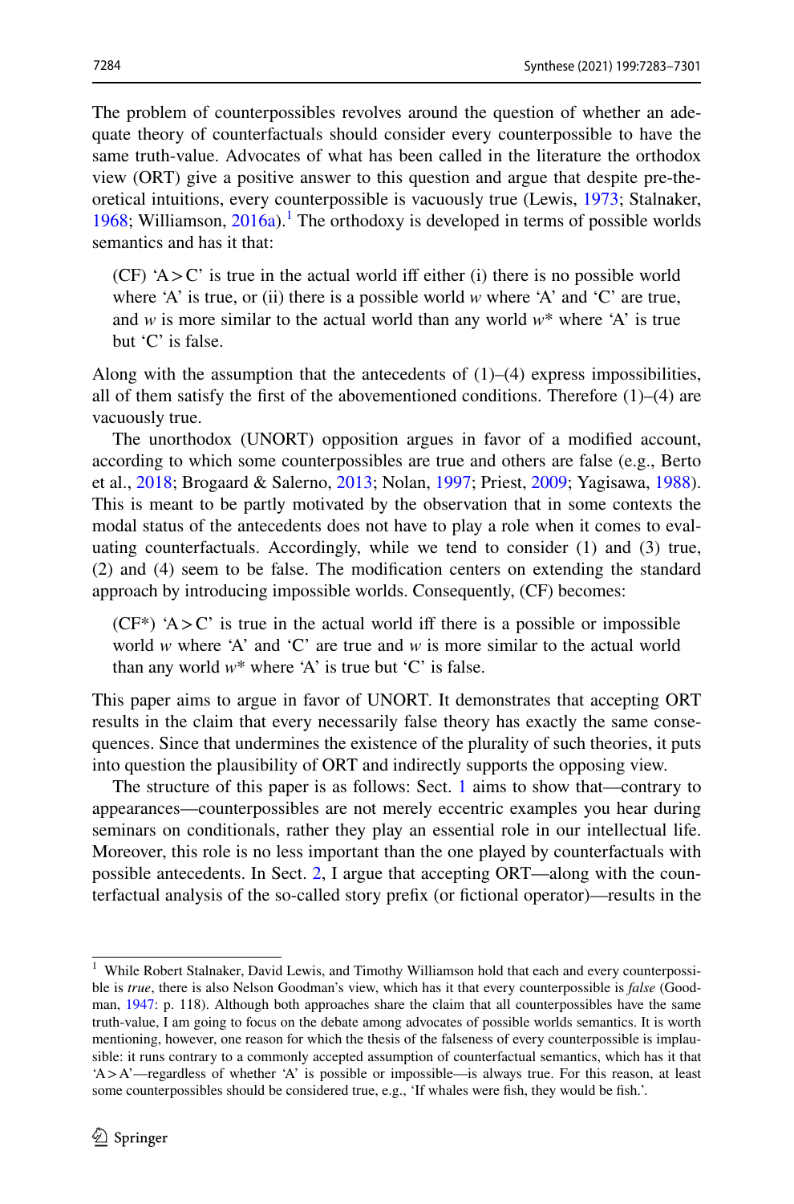The problem of counterpossibles revolves around the question of whether an adequate theory of counterfactuals should consider every counterpossible to have the same truth-value. Advocates of what has been called in the literature the orthodox view (ORT) give a positive answer to this question and argue that despite pre-theoretical intuitions, every counterpossible is vacuously true (Lewis, 1973; Stalnaker, 1968; Williamson, 2016a).[1] The orthodoxy is developed in terms of possible worlds semantics and has it that:

> (CF) 'A > C' is true in the actual world iff either (i) there is no possible world where 'A' is true, or (ii) there is a possible world *w* where 'A' and 'C' are true, and *w* is more similar to the actual world than any world *w*\* where 'A' is true but 'C' is false.

Along with the assumption that the antecedents of (1)–(4) express impossibilities, all of them satisfy the first of the abovementioned conditions. Therefore (1)–(4) are vacuously true.

The unorthodox (UNORT) opposition argues in favor of a modified account, according to which some counterpossibles are true and others are false (e.g., Berto et al., 2018; Brogaard & Salerno, 2013; Nolan, 1997; Priest, 2009; Yagisawa, 1988). This is meant to be partly motivated by the observation that in some contexts the modal status of the antecedents does not have to play a role when it comes to evaluating counterfactuals. Accordingly, while we tend to consider (1) and (3) true, (2) and (4) seem to be false. The modification centers on extending the standard approach by introducing impossible worlds. Consequently, (CF) becomes:

> (CF*) 'A > C' is true in the actual world iff there is a possible or impossible world *w* where 'A' and 'C' are true and *w* is more similar to the actual world than any world *w*\* where 'A' is true but 'C' is false.

This paper aims to argue in favor of UNORT. It demonstrates that accepting ORT results in the claim that every necessarily false theory has exactly the same consequences. Since that undermines the existence of the plurality of such theories, it puts into question the plausibility of ORT and indirectly supports the opposing view.

The structure of this paper is as follows: Sect. 1 aims to show that—contrary to appearances—counterpossibles are not merely eccentric examples you hear during seminars on conditionals, rather they play an essential role in our intellectual life. Moreover, this role is no less important than the one played by counterfactuals with possible antecedents. In Sect. 2, I argue that accepting ORT—along with the counterfactual analysis of the so-called story prefix (or fictional operator)—results in the

[1] While Robert Stalnaker, David Lewis, and Timothy Williamson hold that each and every counterpossible is *true*, there is also Nelson Goodman's view, which has it that every counterpossible is *false* (Goodman, 1947: p. 118). Although both approaches share the claim that all counterpossibles have the same truth-value, I am going to focus on the debate among advocates of possible worlds semantics. It is worth mentioning, however, one reason for which the thesis of the falseness of every counterpossible is implausible: it runs contrary to a commonly accepted assumption of counterfactual semantics, which has it that 'A > A'—regardless of whether 'A' is possible or impossible—is always true. For this reason, at least some counterpossibles should be considered true, e.g., 'If whales were fish, they would be fish.'.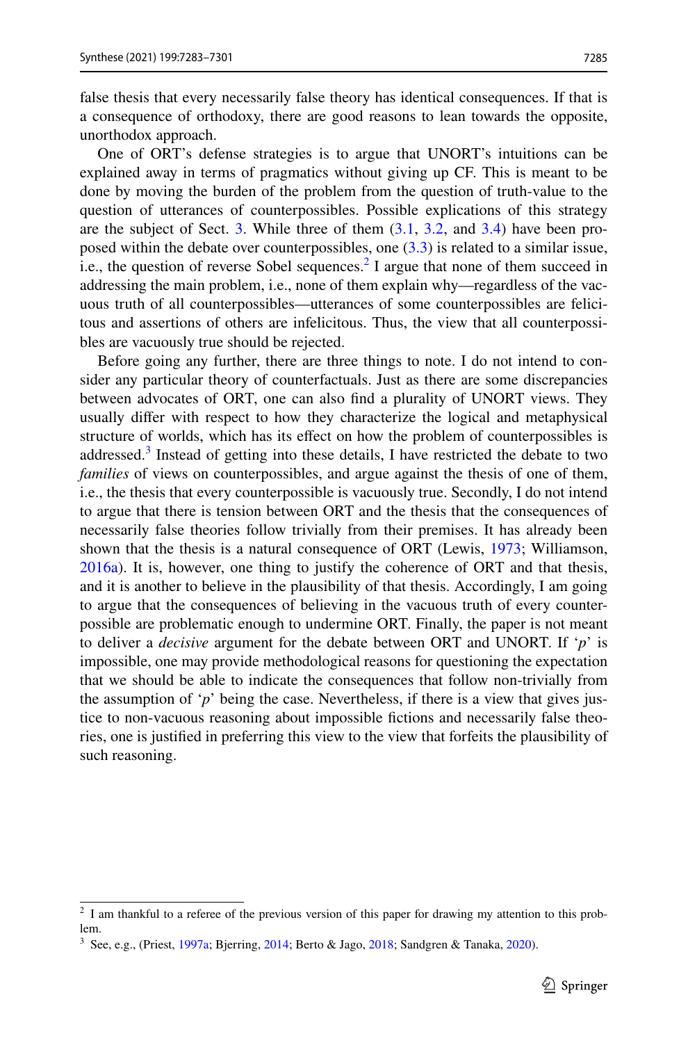false thesis that every necessarily false theory has identical consequences. If that is a consequence of orthodoxy, there are good reasons to lean towards the opposite, unorthodox approach.

One of ORT's defense strategies is to argue that UNORT's intuitions can be explained away in terms of pragmatics without giving up CF. This is meant to be done by moving the burden of the problem from the question of truth-value to the question of utterances of counterpossibles. Possible explications of this strategy are the subject of Sect. 3. While three of them (3.1, 3.2, and 3.4) have been proposed within the debate over counterpossibles, one (3.3) is related to a similar issue, i.e., the question of reverse Sobel sequences.[2] I argue that none of them succeed in addressing the main problem, i.e., none of them explain why—regardless of the vacuous truth of all counterpossibles—utterances of some counterpossibles are felicitous and assertions of others are infelicitous. Thus, the view that all counterpossibles are vacuously true should be rejected.

Before going any further, there are three things to note. I do not intend to consider any particular theory of counterfactuals. Just as there are some discrepancies between advocates of ORT, one can also find a plurality of UNORT views. They usually differ with respect to how they characterize the logical and metaphysical structure of worlds, which has its effect on how the problem of counterpossibles is addressed.[3] Instead of getting into these details, I have restricted the debate to two *families* of views on counterpossibles, and argue against the thesis of one of them, i.e., the thesis that every counterpossible is vacuously true. Secondly, I do not intend to argue that there is tension between ORT and the thesis that the consequences of necessarily false theories follow trivially from their premises. It has already been shown that the thesis is a natural consequence of ORT (Lewis, 1973; Williamson, 2016a). It is, however, one thing to justify the coherence of ORT and that thesis, and it is another to believe in the plausibility of that thesis. Accordingly, I am going to argue that the consequences of believing in the vacuous truth of every counterpossible are problematic enough to undermine ORT. Finally, the paper is not meant to deliver a *decisive* argument for the debate between ORT and UNORT. If '*p*' is impossible, one may provide methodological reasons for questioning the expectation that we should be able to indicate the consequences that follow non-trivially from the assumption of '*p*' being the case. Nevertheless, if there is a view that gives justice to non-vacuous reasoning about impossible fictions and necessarily false theories, one is justified in preferring this view to the view that forfeits the plausibility of such reasoning.

---

[2] I am thankful to a referee of the previous version of this paper for drawing my attention to this problem.

[3] See, e.g., (Priest, 1997a; Bjerring, 2014; Berto & Jago, 2018; Sandgren & Tanaka, 2020).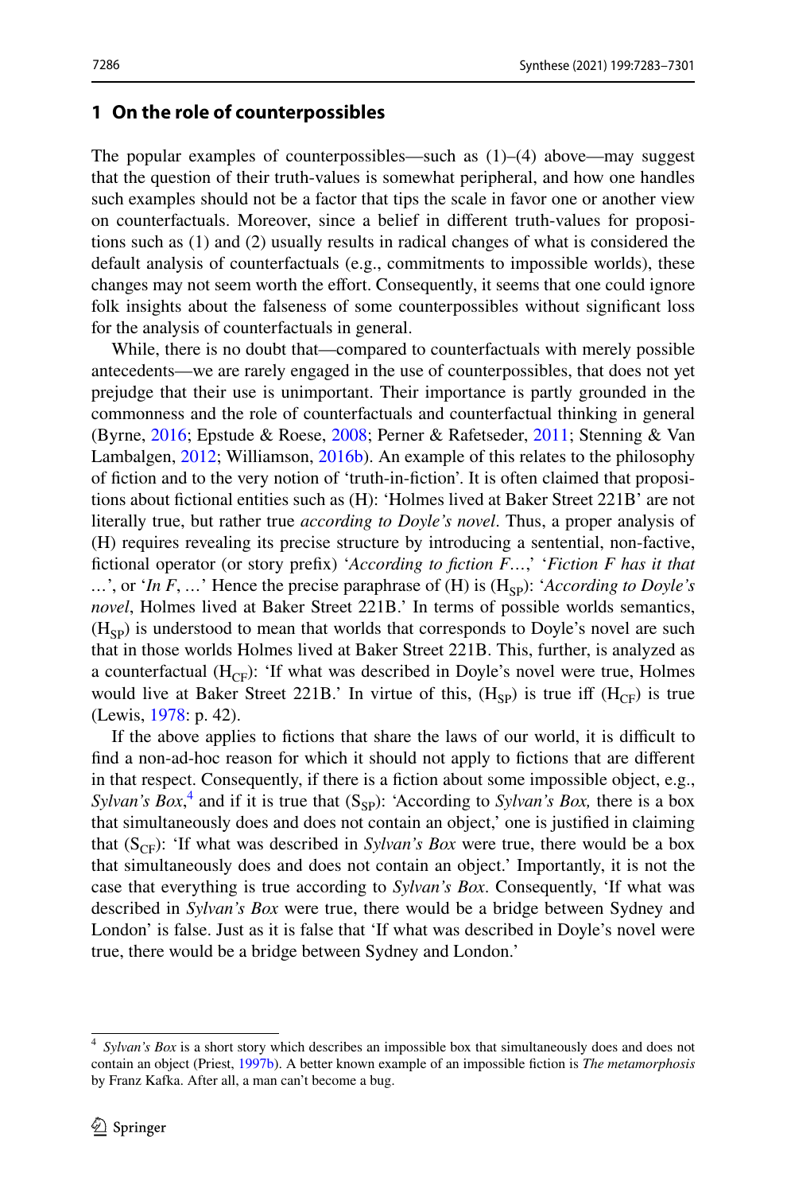## 1 On the role of counterpossibles

The popular examples of counterpossibles—such as (1)–(4) above—may suggest that the question of their truth-values is somewhat peripheral, and how one handles such examples should not be a factor that tips the scale in favor one or another view on counterfactuals. Moreover, since a belief in different truth-values for propositions such as (1) and (2) usually results in radical changes of what is considered the default analysis of counterfactuals (e.g., commitments to impossible worlds), these changes may not seem worth the effort. Consequently, it seems that one could ignore folk insights about the falseness of some counterpossibles without significant loss for the analysis of counterfactuals in general.

While, there is no doubt that—compared to counterfactuals with merely possible antecedents—we are rarely engaged in the use of counterpossibles, that does not yet prejudge that their use is unimportant. Their importance is partly grounded in the commonness and the role of counterfactuals and counterfactual thinking in general (Byrne, 2016; Epstude & Roese, 2008; Perner & Rafetseder, 2011; Stenning & Van Lambalgen, 2012; Williamson, 2016b). An example of this relates to the philosophy of fiction and to the very notion of 'truth-in-fiction'. It is often claimed that propositions about fictional entities such as (H): 'Holmes lived at Baker Street 221B' are not literally true, but rather true *according to Doyle's novel*. Thus, a proper analysis of (H) requires revealing its precise structure by introducing a sentential, non-factive, fictional operator (or story prefix) '*According to fiction F*…,' '*Fiction F has it that* …', or '*In F*, …' Hence the precise paraphrase of (H) is ($H_{SP}$): '*According to Doyle's novel*, Holmes lived at Baker Street 221B.' In terms of possible worlds semantics, ($H_{SP}$) is understood to mean that worlds that corresponds to Doyle's novel are such that in those worlds Holmes lived at Baker Street 221B. This, further, is analyzed as a counterfactual ($H_{CF}$): 'If what was described in Doyle's novel were true, Holmes would live at Baker Street 221B.' In virtue of this, ($H_{SP}$) is true iff ($H_{CF}$) is true (Lewis, 1978: p. 42).

If the above applies to fictions that share the laws of our world, it is difficult to find a non-ad-hoc reason for which it should not apply to fictions that are different in that respect. Consequently, if there is a fiction about some impossible object, e.g., *Sylvan's Box*,[4] and if it is true that ($S_{SP}$): 'According to *Sylvan's Box,* there is a box that simultaneously does and does not contain an object,' one is justified in claiming that ($S_{CF}$): 'If what was described in *Sylvan's Box* were true, there would be a box that simultaneously does and does not contain an object.' Importantly, it is not the case that everything is true according to *Sylvan's Box*. Consequently, 'If what was described in *Sylvan's Box* were true, there would be a bridge between Sydney and London' is false. Just as it is false that 'If what was described in Doyle's novel were true, there would be a bridge between Sydney and London.'

---

[4] *Sylvan's Box* is a short story which describes an impossible box that simultaneously does and does not contain an object (Priest, 1997b). A better known example of an impossible fiction is *The metamorphosis* by Franz Kafka. After all, a man can't become a bug.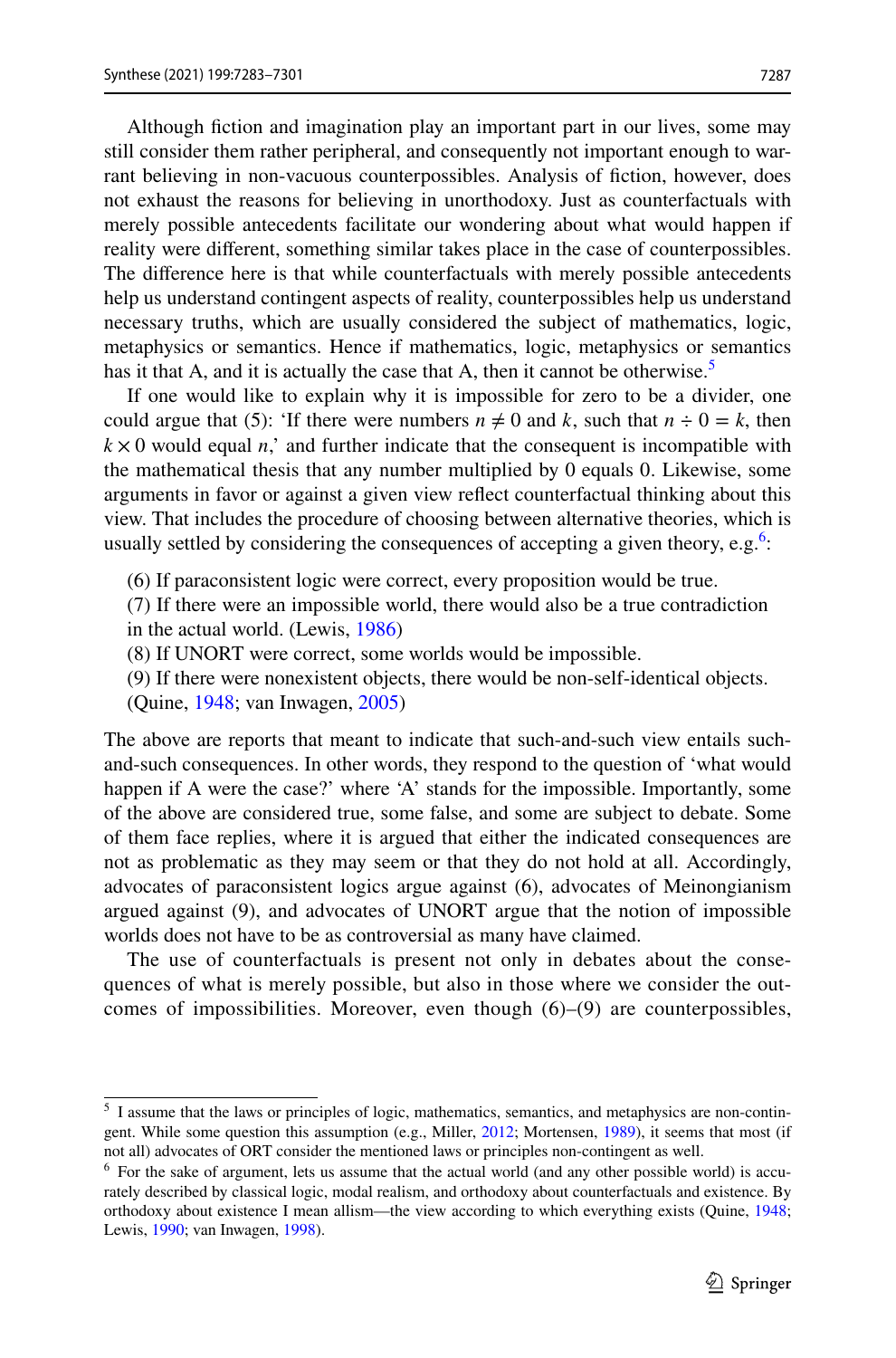Although fiction and imagination play an important part in our lives, some may still consider them rather peripheral, and consequently not important enough to warrant believing in non-vacuous counterpossibles. Analysis of fiction, however, does not exhaust the reasons for believing in unorthodoxy. Just as counterfactuals with merely possible antecedents facilitate our wondering about what would happen if reality were different, something similar takes place in the case of counterpossibles. The difference here is that while counterfactuals with merely possible antecedents help us understand contingent aspects of reality, counterpossibles help us understand necessary truths, which are usually considered the subject of mathematics, logic, metaphysics or semantics. Hence if mathematics, logic, metaphysics or semantics has it that A, and it is actually the case that A, then it cannot be otherwise.[5]

If one would like to explain why it is impossible for zero to be a divider, one could argue that (5): 'If there were numbers $n \neq 0$ and $k$, such that $n \div 0 = k$, then $k \times 0$ would equal $n$,' and further indicate that the consequent is incompatible with the mathematical thesis that any number multiplied by 0 equals 0. Likewise, some arguments in favor or against a given view reflect counterfactual thinking about this view. That includes the procedure of choosing between alternative theories, which is usually settled by considering the consequences of accepting a given theory, e.g.[6]:

(6) If paraconsistent logic were correct, every proposition would be true.

(7) If there were an impossible world, there would also be a true contradiction in the actual world. (Lewis, 1986)

(8) If UNORT were correct, some worlds would be impossible.

(9) If there were nonexistent objects, there would be non-self-identical objects. (Quine, 1948; van Inwagen, 2005)

The above are reports that meant to indicate that such-and-such view entails such-and-such consequences. In other words, they respond to the question of 'what would happen if A were the case?' where 'A' stands for the impossible. Importantly, some of the above are considered true, some false, and some are subject to debate. Some of them face replies, where it is argued that either the indicated consequences are not as problematic as they may seem or that they do not hold at all. Accordingly, advocates of paraconsistent logics argue against (6), advocates of Meinongianism argued against (9), and advocates of UNORT argue that the notion of impossible worlds does not have to be as controversial as many have claimed.

The use of counterfactuals is present not only in debates about the consequences of what is merely possible, but also in those where we consider the outcomes of impossibilities. Moreover, even though (6)–(9) are counterpossibles,

[5] I assume that the laws or principles of logic, mathematics, semantics, and metaphysics are non-contingent. While some question this assumption (e.g., Miller, 2012; Mortensen, 1989), it seems that most (if not all) advocates of ORT consider the mentioned laws or principles non-contingent as well.

[6] For the sake of argument, lets us assume that the actual world (and any other possible world) is accurately described by classical logic, modal realism, and orthodoxy about counterfactuals and existence. By orthodoxy about existence I mean allism—the view according to which everything exists (Quine, 1948; Lewis, 1990; van Inwagen, 1998).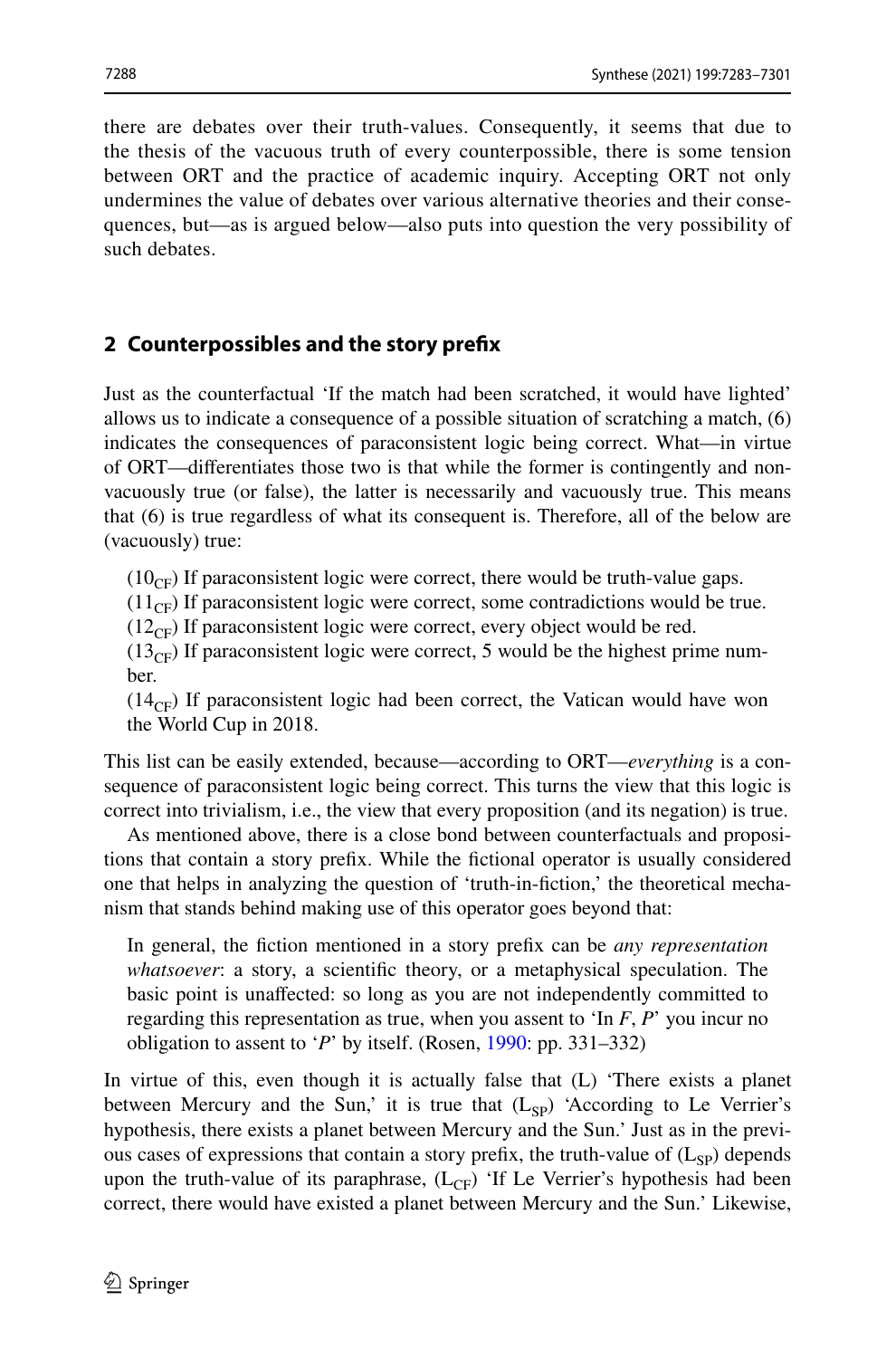there are debates over their truth-values. Consequently, it seems that due to the thesis of the vacuous truth of every counterpossible, there is some tension between ORT and the practice of academic inquiry. Accepting ORT not only undermines the value of debates over various alternative theories and their consequences, but—as is argued below—also puts into question the very possibility of such debates.

## 2 Counterpossibles and the story prefix

Just as the counterfactual 'If the match had been scratched, it would have lighted' allows us to indicate a consequence of a possible situation of scratching a match, (6) indicates the consequences of paraconsistent logic being correct. What—in virtue of ORT—differentiates those two is that while the former is contingently and non-vacuously true (or false), the latter is necessarily and vacuously true. This means that (6) is true regardless of what its consequent is. Therefore, all of the below are (vacuously) true:

($10_{CF}$) If paraconsistent logic were correct, there would be truth-value gaps.

($11_{CF}$) If paraconsistent logic were correct, some contradictions would be true.

($12_{CF}$) If paraconsistent logic were correct, every object would be red.

($13_{CF}$) If paraconsistent logic were correct, 5 would be the highest prime number.

($14_{CF}$) If paraconsistent logic had been correct, the Vatican would have won the World Cup in 2018.

This list can be easily extended, because—according to ORT—*everything* is a consequence of paraconsistent logic being correct. This turns the view that this logic is correct into trivialism, i.e., the view that every proposition (and its negation) is true.

As mentioned above, there is a close bond between counterfactuals and propositions that contain a story prefix. While the fictional operator is usually considered one that helps in analyzing the question of 'truth-in-fiction,' the theoretical mechanism that stands behind making use of this operator goes beyond that:

> In general, the fiction mentioned in a story prefix can be *any representation whatsoever*: a story, a scientific theory, or a metaphysical speculation. The basic point is unaffected: so long as you are not independently committed to regarding this representation as true, when you assent to 'In *F*, *P*' you incur no obligation to assent to '*P*' by itself. (Rosen, 1990: pp. 331–332)

In virtue of this, even though it is actually false that (L) 'There exists a planet between Mercury and the Sun,' it is true that ($L_{SP}$) 'According to Le Verrier's hypothesis, there exists a planet between Mercury and the Sun.' Just as in the previous cases of expressions that contain a story prefix, the truth-value of ($L_{SP}$) depends upon the truth-value of its paraphrase, ($L_{CF}$) 'If Le Verrier's hypothesis had been correct, there would have existed a planet between Mercury and the Sun.' Likewise,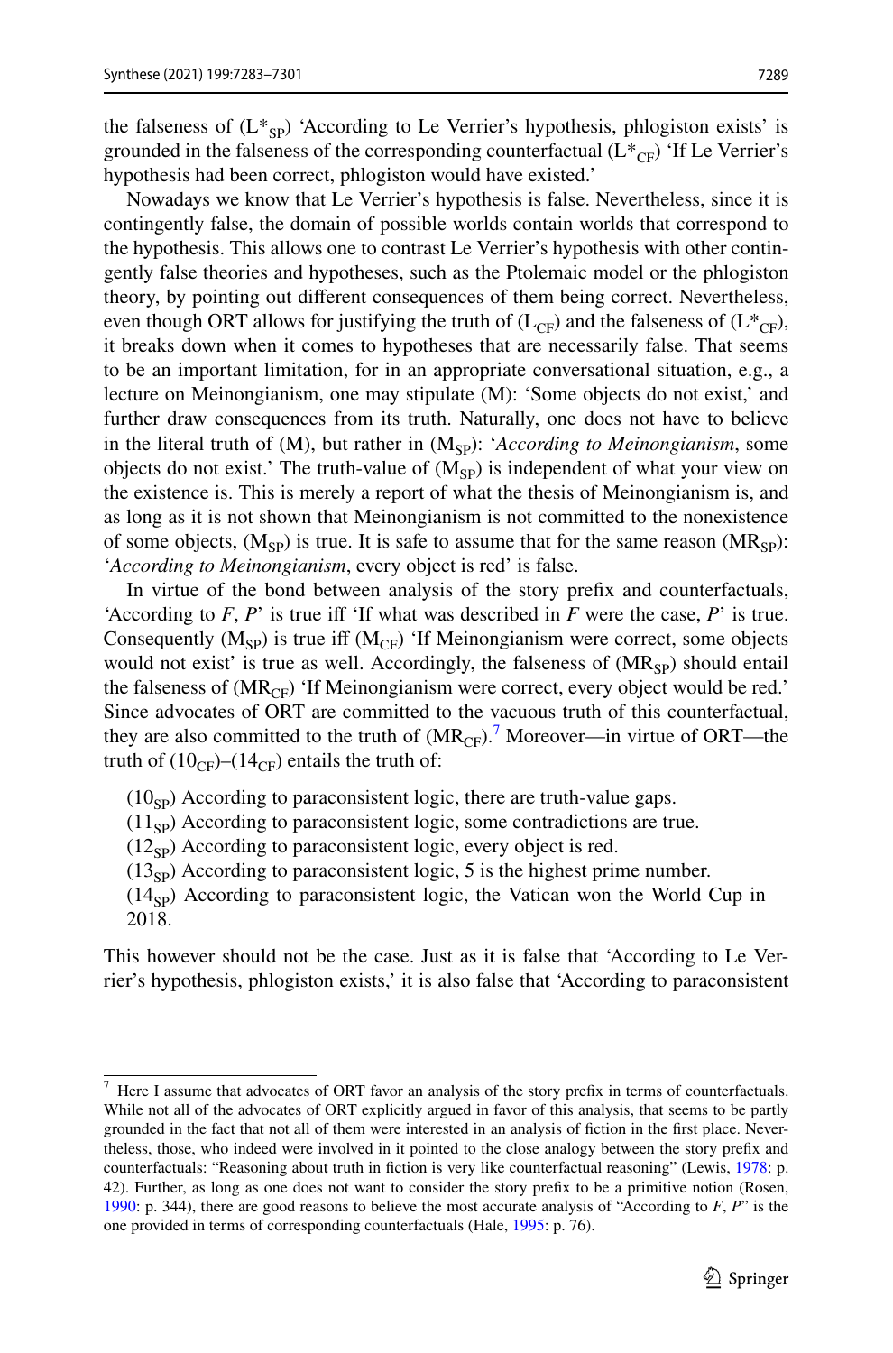the falseness of ($L^*_{SP}$) 'According to Le Verrier's hypothesis, phlogiston exists' is grounded in the falseness of the corresponding counterfactual ($L^*_{CF}$) 'If Le Verrier's hypothesis had been correct, phlogiston would have existed.'

Nowadays we know that Le Verrier's hypothesis is false. Nevertheless, since it is contingently false, the domain of possible worlds contain worlds that correspond to the hypothesis. This allows one to contrast Le Verrier's hypothesis with other contingently false theories and hypotheses, such as the Ptolemaic model or the phlogiston theory, by pointing out different consequences of them being correct. Nevertheless, even though ORT allows for justifying the truth of ($L_{CF}$) and the falseness of ($L^*_{CF}$), it breaks down when it comes to hypotheses that are necessarily false. That seems to be an important limitation, for in an appropriate conversational situation, e.g., a lecture on Meinongianism, one may stipulate (M): 'Some objects do not exist,' and further draw consequences from its truth. Naturally, one does not have to believe in the literal truth of (M), but rather in ($M_{SP}$): '*According to Meinongianism*, some objects do not exist.' The truth-value of ($M_{SP}$) is independent of what your view on the existence is. This is merely a report of what the thesis of Meinongianism is, and as long as it is not shown that Meinongianism is not committed to the nonexistence of some objects, ($M_{SP}$) is true. It is safe to assume that for the same reason ($MR_{SP}$): '*According to Meinongianism*, every object is red' is false.

In virtue of the bond between analysis of the story prefix and counterfactuals, 'According to *F*, *P*' is true iff 'If what was described in *F* were the case, *P*' is true. Consequently ($M_{SP}$) is true iff ($M_{CF}$) 'If Meinongianism were correct, some objects would not exist' is true as well. Accordingly, the falseness of ($MR_{SP}$) should entail the falseness of ($MR_{CF}$) 'If Meinongianism were correct, every object would be red.' Since advocates of ORT are committed to the vacuous truth of this counterfactual, they are also committed to the truth of ($MR_{CF}$).[7] Moreover—in virtue of ORT—the truth of ($10_{CF}$)–($14_{CF}$) entails the truth of:

($10_{SP}$) According to paraconsistent logic, there are truth-value gaps.
($11_{SP}$) According to paraconsistent logic, some contradictions are true.
($12_{SP}$) According to paraconsistent logic, every object is red.
($13_{SP}$) According to paraconsistent logic, 5 is the highest prime number.
($14_{SP}$) According to paraconsistent logic, the Vatican won the World Cup in 2018.

This however should not be the case. Just as it is false that 'According to Le Verrier's hypothesis, phlogiston exists,' it is also false that 'According to paraconsistent

---

[7] Here I assume that advocates of ORT favor an analysis of the story prefix in terms of counterfactuals. While not all of the advocates of ORT explicitly argued in favor of this analysis, that seems to be partly grounded in the fact that not all of them were interested in an analysis of fiction in the first place. Nevertheless, those, who indeed were involved in it pointed to the close analogy between the story prefix and counterfactuals: "Reasoning about truth in fiction is very like counterfactual reasoning" (Lewis, 1978: p. 42). Further, as long as one does not want to consider the story prefix to be a primitive notion (Rosen, 1990: p. 344), there are good reasons to believe the most accurate analysis of "According to *F*, *P*" is the one provided in terms of corresponding counterfactuals (Hale, 1995: p. 76).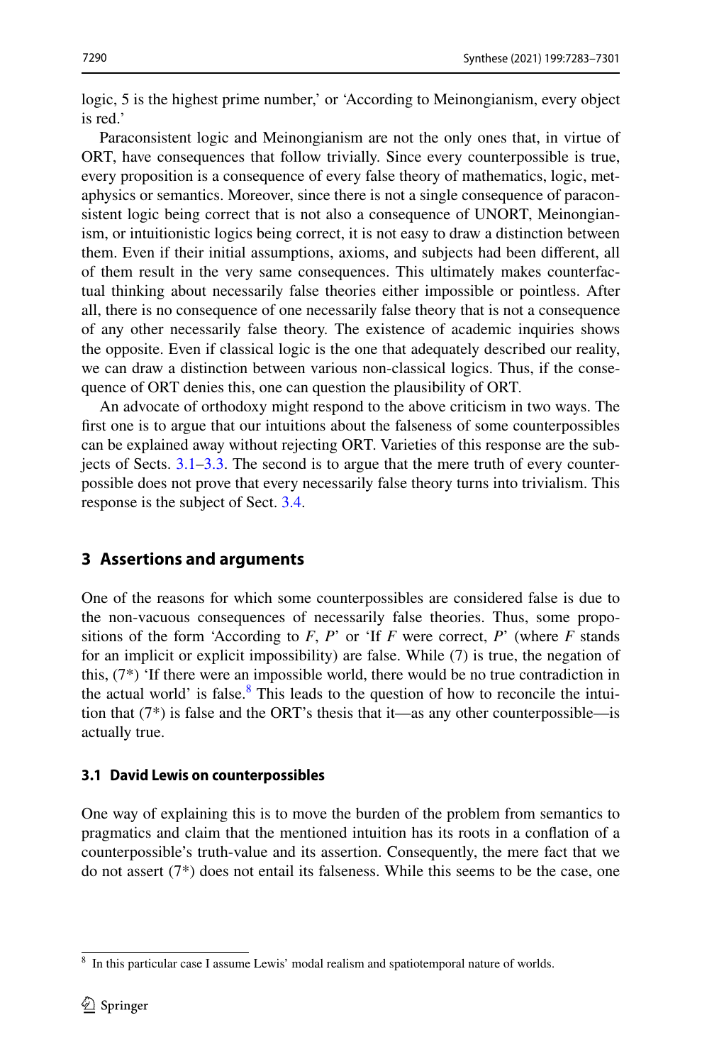logic, 5 is the highest prime number,' or 'According to Meinongianism, every object is red.'

Paraconsistent logic and Meinongianism are not the only ones that, in virtue of ORT, have consequences that follow trivially. Since every counterpossible is true, every proposition is a consequence of every false theory of mathematics, logic, metaphysics or semantics. Moreover, since there is not a single consequence of paraconsistent logic being correct that is not also a consequence of UNORT, Meinongianism, or intuitionistic logics being correct, it is not easy to draw a distinction between them. Even if their initial assumptions, axioms, and subjects had been different, all of them result in the very same consequences. This ultimately makes counterfactual thinking about necessarily false theories either impossible or pointless. After all, there is no consequence of one necessarily false theory that is not a consequence of any other necessarily false theory. The existence of academic inquiries shows the opposite. Even if classical logic is the one that adequately described our reality, we can draw a distinction between various non-classical logics. Thus, if the consequence of ORT denies this, one can question the plausibility of ORT.

An advocate of orthodoxy might respond to the above criticism in two ways. The first one is to argue that our intuitions about the falseness of some counterpossibles can be explained away without rejecting ORT. Varieties of this response are the subjects of Sects. 3.1–3.3. The second is to argue that the mere truth of every counterpossible does not prove that every necessarily false theory turns into trivialism. This response is the subject of Sect. 3.4.

## 3 Assertions and arguments

One of the reasons for which some counterpossibles are considered false is due to the non-vacuous consequences of necessarily false theories. Thus, some propositions of the form 'According to *F*, *P*' or 'If *F* were correct, *P*' (where *F* stands for an implicit or explicit impossibility) are false. While (7) is true, the negation of this, (7*) 'If there were an impossible world, there would be no true contradiction in the actual world' is false.[8] This leads to the question of how to reconcile the intuition that (7*) is false and the ORT's thesis that it—as any other counterpossible—is actually true.

### 3.1 David Lewis on counterpossibles

One way of explaining this is to move the burden of the problem from semantics to pragmatics and claim that the mentioned intuition has its roots in a conflation of a counterpossible's truth-value and its assertion. Consequently, the mere fact that we do not assert (7*) does not entail its falseness. While this seems to be the case, one

[8] In this particular case I assume Lewis' modal realism and spatiotemporal nature of worlds.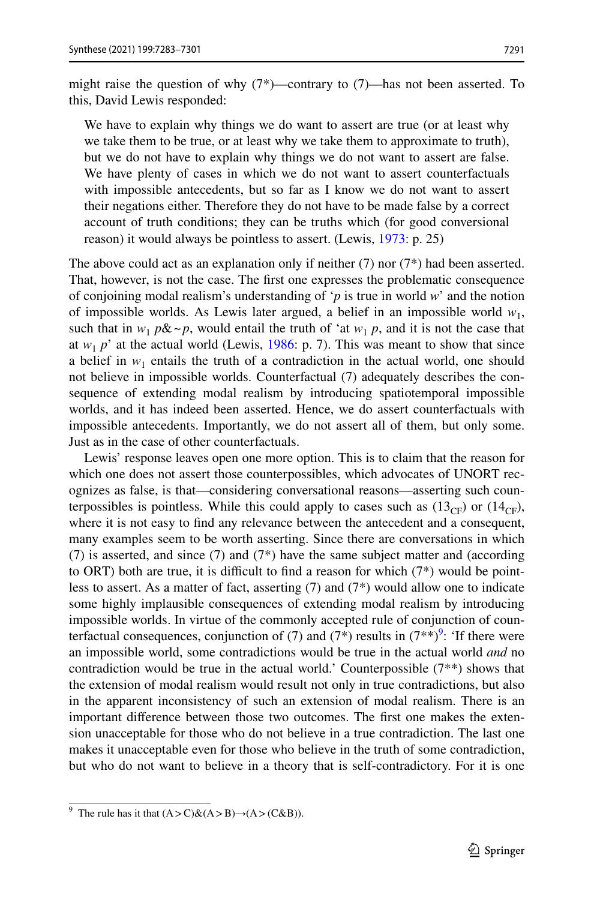might raise the question of why (7*)—contrary to (7)—has not been asserted. To this, David Lewis responded:

> We have to explain why things we do want to assert are true (or at least why we take them to be true, or at least why we take them to approximate to truth), but we do not have to explain why things we do not want to assert are false. We have plenty of cases in which we do not want to assert counterfactuals with impossible antecedents, but so far as I know we do not want to assert their negations either. Therefore they do not have to be made false by a correct account of truth conditions; they can be truths which (for good conversional reason) it would always be pointless to assert. (Lewis, 1973: p. 25)

The above could act as an explanation only if neither (7) nor (7*) had been asserted. That, however, is not the case. The first one expresses the problematic consequence of conjoining modal realism's understanding of '*p* is true in world *w*' and the notion of impossible worlds. As Lewis later argued, a belief in an impossible world $w_1$, such that in $w_1$ $p\&{\sim}p$, would entail the truth of 'at $w_1$ *p*, and it is not the case that at $w_1$ *p*' at the actual world (Lewis, 1986: p. 7). This was meant to show that since a belief in $w_1$ entails the truth of a contradiction in the actual world, one should not believe in impossible worlds. Counterfactual (7) adequately describes the consequence of extending modal realism by introducing spatiotemporal impossible worlds, and it has indeed been asserted. Hence, we do assert counterfactuals with impossible antecedents. Importantly, we do not assert all of them, but only some. Just as in the case of other counterfactuals.

Lewis' response leaves open one more option. This is to claim that the reason for which one does not assert those counterpossibles, which advocates of UNORT recognizes as false, is that—considering conversational reasons—asserting such counterpossibles is pointless. While this could apply to cases such as ($13_{CF}$) or ($14_{CF}$), where it is not easy to find any relevance between the antecedent and a consequent, many examples seem to be worth asserting. Since there are conversations in which (7) is asserted, and since (7) and (7*) have the same subject matter and (according to ORT) both are true, it is difficult to find a reason for which (7*) would be pointless to assert. As a matter of fact, asserting (7) and (7*) would allow one to indicate some highly implausible consequences of extending modal realism by introducing impossible worlds. In virtue of the commonly accepted rule of conjunction of counterfactual consequences, conjunction of (7) and (7*) results in (7**)[9]: 'If there were an impossible world, some contradictions would be true in the actual world *and* no contradiction would be true in the actual world.' Counterpossible (7**) shows that the extension of modal realism would result not only in true contradictions, but also in the apparent inconsistency of such an extension of modal realism. There is an important difference between those two outcomes. The first one makes the extension unacceptable for those who do not believe in a true contradiction. The last one makes it unacceptable even for those who believe in the truth of some contradiction, but who do not want to believe in a theory that is self-contradictory. For it is one

---

[9] The rule has it that $(A > C)\&(A > B) \rightarrow (A > (C\&B))$.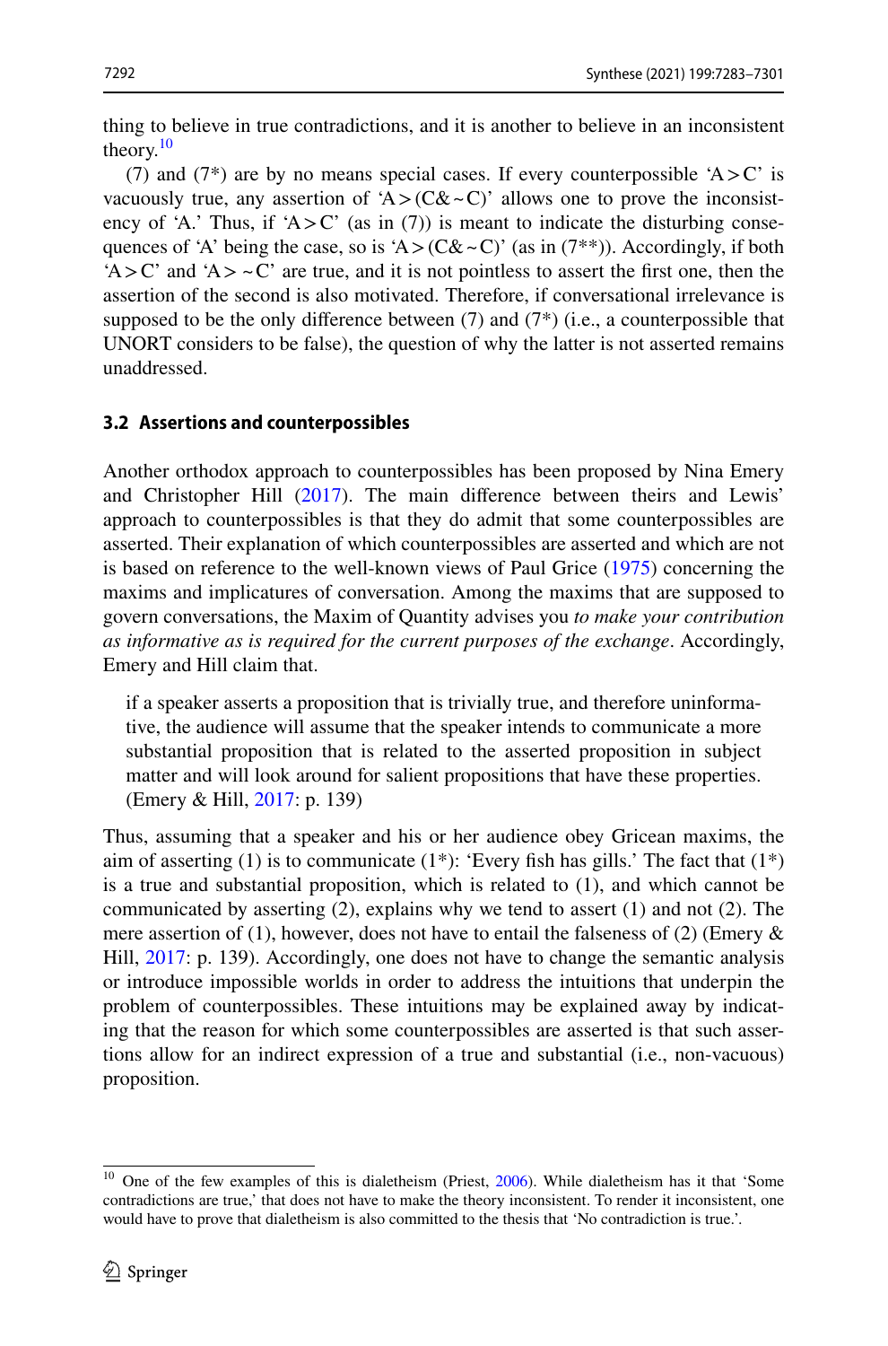thing to believe in true contradictions, and it is another to believe in an inconsistent theory.[10]

(7) and (7*) are by no means special cases. If every counterpossible ‘A > C’ is vacuously true, any assertion of ‘A > (C& ~ C)’ allows one to prove the inconsistency of ‘A.’ Thus, if ‘A > C’ (as in (7)) is meant to indicate the disturbing consequences of ‘A’ being the case, so is ‘A > (C& ~ C)’ (as in (7**)). Accordingly, if both ‘A > C’ and ‘A > ~ C’ are true, and it is not pointless to assert the first one, then the assertion of the second is also motivated. Therefore, if conversational irrelevance is supposed to be the only difference between (7) and (7*) (i.e., a counterpossible that UNORT considers to be false), the question of why the latter is not asserted remains unaddressed.

### 3.2 Assertions and counterpossibles

Another orthodox approach to counterpossibles has been proposed by Nina Emery and Christopher Hill (2017). The main difference between theirs and Lewis’ approach to counterpossibles is that they do admit that some counterpossibles are asserted. Their explanation of which counterpossibles are asserted and which are not is based on reference to the well-known views of Paul Grice (1975) concerning the maxims and implicatures of conversation. Among the maxims that are supposed to govern conversations, the Maxim of Quantity advises you *to make your contribution as informative as is required for the current purposes of the exchange*. Accordingly, Emery and Hill claim that.

> if a speaker asserts a proposition that is trivially true, and therefore uninformative, the audience will assume that the speaker intends to communicate a more substantial proposition that is related to the asserted proposition in subject matter and will look around for salient propositions that have these properties. (Emery & Hill, 2017: p. 139)

Thus, assuming that a speaker and his or her audience obey Gricean maxims, the aim of asserting (1) is to communicate (1*): ‘Every fish has gills.’ The fact that (1*) is a true and substantial proposition, which is related to (1), and which cannot be communicated by asserting (2), explains why we tend to assert (1) and not (2). The mere assertion of (1), however, does not have to entail the falseness of (2) (Emery & Hill, 2017: p. 139). Accordingly, one does not have to change the semantic analysis or introduce impossible worlds in order to address the intuitions that underpin the problem of counterpossibles. These intuitions may be explained away by indicating that the reason for which some counterpossibles are asserted is that such assertions allow for an indirect expression of a true and substantial (i.e., non-vacuous) proposition.

---

[10] One of the few examples of this is dialetheism (Priest, 2006). While dialetheism has it that ‘Some contradictions are true,’ that does not have to make the theory inconsistent. To render it inconsistent, one would have to prove that dialetheism is also committed to the thesis that ‘No contradiction is true.’.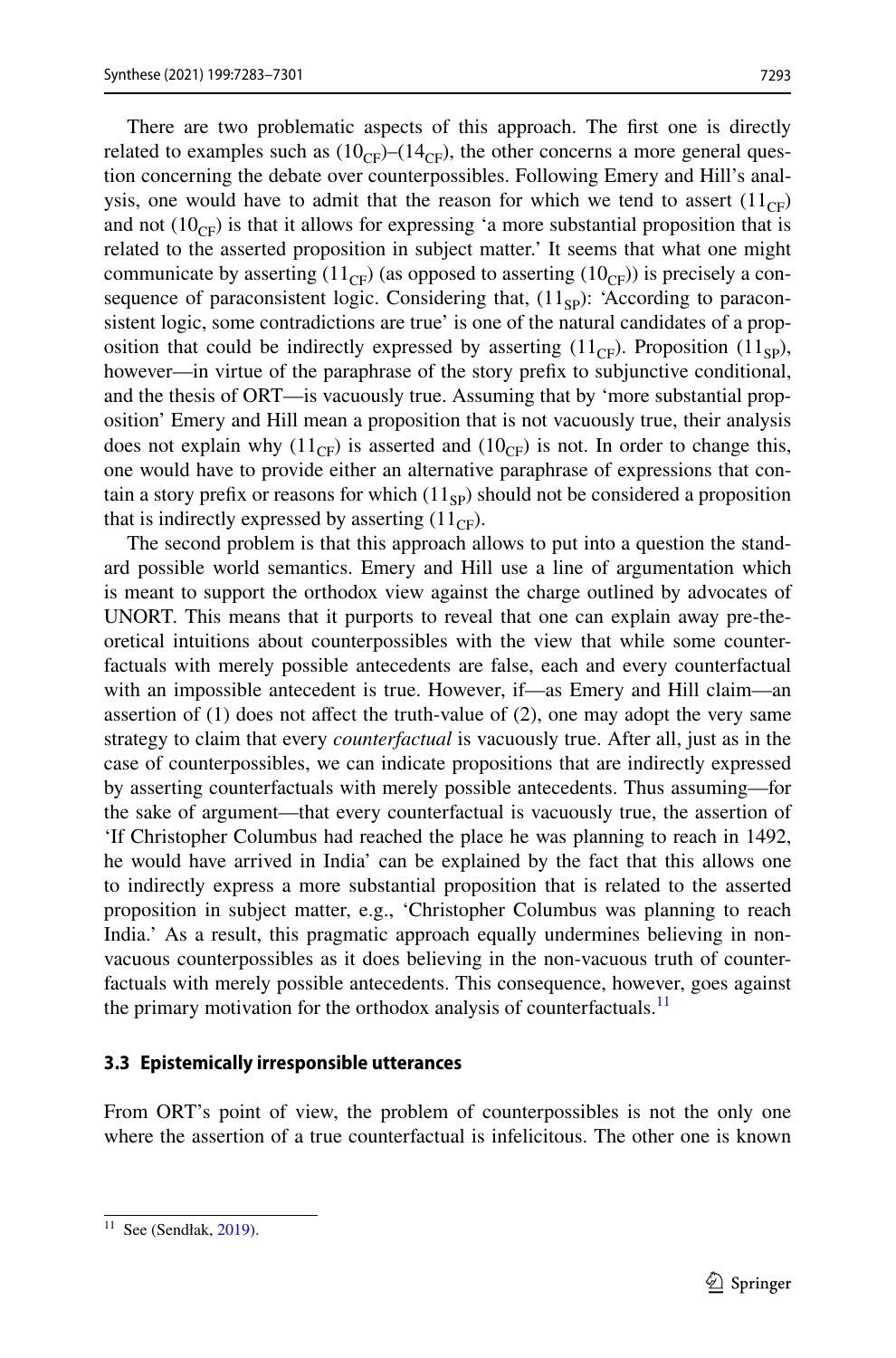There are two problematic aspects of this approach. The first one is directly related to examples such as $(10_{CF})$–$(14_{CF})$, the other concerns a more general question concerning the debate over counterpossibles. Following Emery and Hill's analysis, one would have to admit that the reason for which we tend to assert $(11_{CF})$ and not $(10_{CF})$ is that it allows for expressing 'a more substantial proposition that is related to the asserted proposition in subject matter.' It seems that what one might communicate by asserting $(11_{CF})$ (as opposed to asserting $(10_{CF})$) is precisely a consequence of paraconsistent logic. Considering that, $(11_{SP})$: 'According to paraconsistent logic, some contradictions are true' is one of the natural candidates of a proposition that could be indirectly expressed by asserting $(11_{CF})$. Proposition $(11_{SP})$, however—in virtue of the paraphrase of the story prefix to subjunctive conditional, and the thesis of ORT—is vacuously true. Assuming that by 'more substantial proposition' Emery and Hill mean a proposition that is not vacuously true, their analysis does not explain why $(11_{CF})$ is asserted and $(10_{CF})$ is not. In order to change this, one would have to provide either an alternative paraphrase of expressions that contain a story prefix or reasons for which $(11_{SP})$ should not be considered a proposition that is indirectly expressed by asserting $(11_{CF})$.

The second problem is that this approach allows to put into a question the standard possible world semantics. Emery and Hill use a line of argumentation which is meant to support the orthodox view against the charge outlined by advocates of UNORT. This means that it purports to reveal that one can explain away pre-theoretical intuitions about counterpossibles with the view that while some counterfactuals with merely possible antecedents are false, each and every counterfactual with an impossible antecedent is true. However, if—as Emery and Hill claim—an assertion of (1) does not affect the truth-value of (2), one may adopt the very same strategy to claim that every *counterfactual* is vacuously true. After all, just as in the case of counterpossibles, we can indicate propositions that are indirectly expressed by asserting counterfactuals with merely possible antecedents. Thus assuming—for the sake of argument—that every counterfactual is vacuously true, the assertion of 'If Christopher Columbus had reached the place he was planning to reach in 1492, he would have arrived in India' can be explained by the fact that this allows one to indirectly express a more substantial proposition that is related to the asserted proposition in subject matter, e.g., 'Christopher Columbus was planning to reach India.' As a result, this pragmatic approach equally undermines believing in non-vacuous counterpossibles as it does believing in the non-vacuous truth of counterfactuals with merely possible antecedents. This consequence, however, goes against the primary motivation for the orthodox analysis of counterfactuals.[11]

### 3.3 Epistemically irresponsible utterances

From ORT's point of view, the problem of counterpossibles is not the only one where the assertion of a true counterfactual is infelicitous. The other one is known

[11] See (Sendłak, 2019).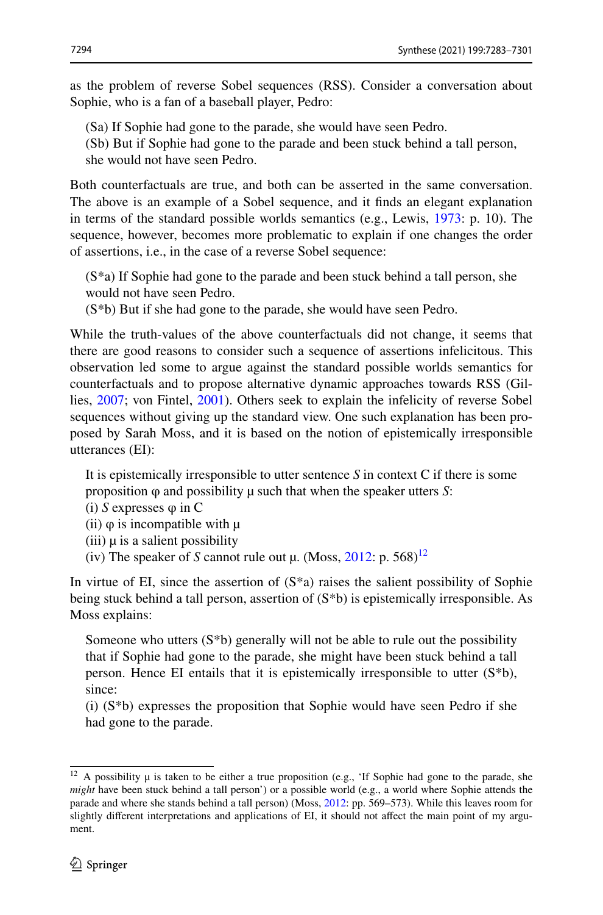as the problem of reverse Sobel sequences (RSS). Consider a conversation about Sophie, who is a fan of a baseball player, Pedro:

(Sa) If Sophie had gone to the parade, she would have seen Pedro.
(Sb) But if Sophie had gone to the parade and been stuck behind a tall person, she would not have seen Pedro.

Both counterfactuals are true, and both can be asserted in the same conversation. The above is an example of a Sobel sequence, and it finds an elegant explanation in terms of the standard possible worlds semantics (e.g., Lewis, 1973: p. 10). The sequence, however, becomes more problematic to explain if one changes the order of assertions, i.e., in the case of a reverse Sobel sequence:

(S*a) If Sophie had gone to the parade and been stuck behind a tall person, she would not have seen Pedro.
(S*b) But if she had gone to the parade, she would have seen Pedro.

While the truth-values of the above counterfactuals did not change, it seems that there are good reasons to consider such a sequence of assertions infelicitous. This observation led some to argue against the standard possible worlds semantics for counterfactuals and to propose alternative dynamic approaches towards RSS (Gillies, 2007; von Fintel, 2001). Others seek to explain the infelicity of reverse Sobel sequences without giving up the standard view. One such explanation has been proposed by Sarah Moss, and it is based on the notion of epistemically irresponsible utterances (EI):

> It is epistemically irresponsible to utter sentence *S* in context C if there is some proposition φ and possibility μ such that when the speaker utters *S*:
> (i) *S* expresses φ in C
> (ii) φ is incompatible with μ
> (iii) μ is a salient possibility
> (iv) The speaker of *S* cannot rule out μ. (Moss, 2012: p. 568)[12]

In virtue of EI, since the assertion of (S*a) raises the salient possibility of Sophie being stuck behind a tall person, assertion of (S*b) is epistemically irresponsible. As Moss explains:

> Someone who utters (S*b) generally will not be able to rule out the possibility that if Sophie had gone to the parade, she might have been stuck behind a tall person. Hence EI entails that it is epistemically irresponsible to utter (S*b), since:
> (i) (S*b) expresses the proposition that Sophie would have seen Pedro if she had gone to the parade.

[12] A possibility μ is taken to be either a true proposition (e.g., 'If Sophie had gone to the parade, she *might* have been stuck behind a tall person') or a possible world (e.g., a world where Sophie attends the parade and where she stands behind a tall person) (Moss, 2012: pp. 569–573). While this leaves room for slightly different interpretations and applications of EI, it should not affect the main point of my argument.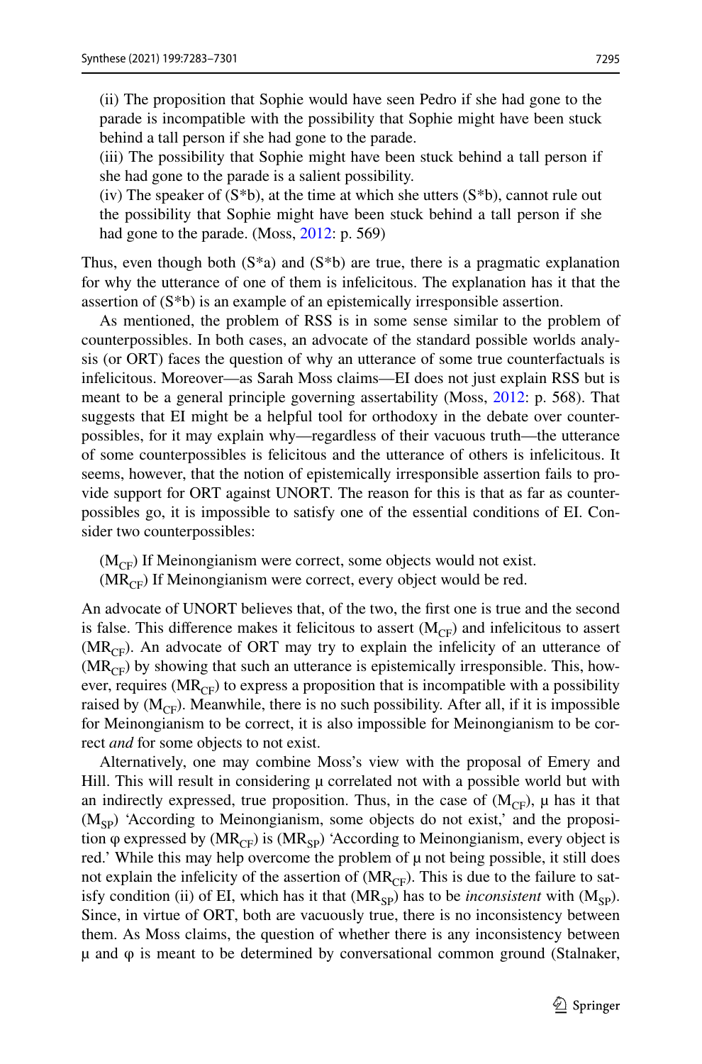(ii) The proposition that Sophie would have seen Pedro if she had gone to the parade is incompatible with the possibility that Sophie might have been stuck behind a tall person if she had gone to the parade.
(iii) The possibility that Sophie might have been stuck behind a tall person if she had gone to the parade is a salient possibility.
(iv) The speaker of (S*b), at the time at which she utters (S*b), cannot rule out the possibility that Sophie might have been stuck behind a tall person if she had gone to the parade. (Moss, 2012: p. 569)

Thus, even though both (S*a) and (S*b) are true, there is a pragmatic explanation for why the utterance of one of them is infelicitous. The explanation has it that the assertion of (S*b) is an example of an epistemically irresponsible assertion.

As mentioned, the problem of RSS is in some sense similar to the problem of counterpossibles. In both cases, an advocate of the standard possible worlds analysis (or ORT) faces the question of why an utterance of some true counterfactuals is infelicitous. Moreover—as Sarah Moss claims—EI does not just explain RSS but is meant to be a general principle governing assertability (Moss, 2012: p. 568). That suggests that EI might be a helpful tool for orthodoxy in the debate over counterpossibles, for it may explain why—regardless of their vacuous truth—the utterance of some counterpossibles is felicitous and the utterance of others is infelicitous. It seems, however, that the notion of epistemically irresponsible assertion fails to provide support for ORT against UNORT. The reason for this is that as far as counterpossibles go, it is impossible to satisfy one of the essential conditions of EI. Consider two counterpossibles:

($M_{CF}$) If Meinongianism were correct, some objects would not exist.
($MR_{CF}$) If Meinongianism were correct, every object would be red.

An advocate of UNORT believes that, of the two, the first one is true and the second is false. This difference makes it felicitous to assert ($M_{CF}$) and infelicitous to assert ($MR_{CF}$). An advocate of ORT may try to explain the infelicity of an utterance of ($MR_{CF}$) by showing that such an utterance is epistemically irresponsible. This, however, requires ($MR_{CF}$) to express a proposition that is incompatible with a possibility raised by ($M_{CF}$). Meanwhile, there is no such possibility. After all, if it is impossible for Meinongianism to be correct, it is also impossible for Meinongianism to be correct *and* for some objects to not exist.

Alternatively, one may combine Moss's view with the proposal of Emery and Hill. This will result in considering μ correlated not with a possible world but with an indirectly expressed, true proposition. Thus, in the case of ($M_{CF}$), μ has it that ($M_{SP}$) 'According to Meinongianism, some objects do not exist,' and the proposition φ expressed by ($MR_{CF}$) is ($MR_{SP}$) 'According to Meinongianism, every object is red.' While this may help overcome the problem of μ not being possible, it still does not explain the infelicity of the assertion of ($MR_{CF}$). This is due to the failure to satisfy condition (ii) of EI, which has it that ($MR_{SP}$) has to be *inconsistent* with ($M_{SP}$). Since, in virtue of ORT, both are vacuously true, there is no inconsistency between them. As Moss claims, the question of whether there is any inconsistency between μ and φ is meant to be determined by conversational common ground (Stalnaker,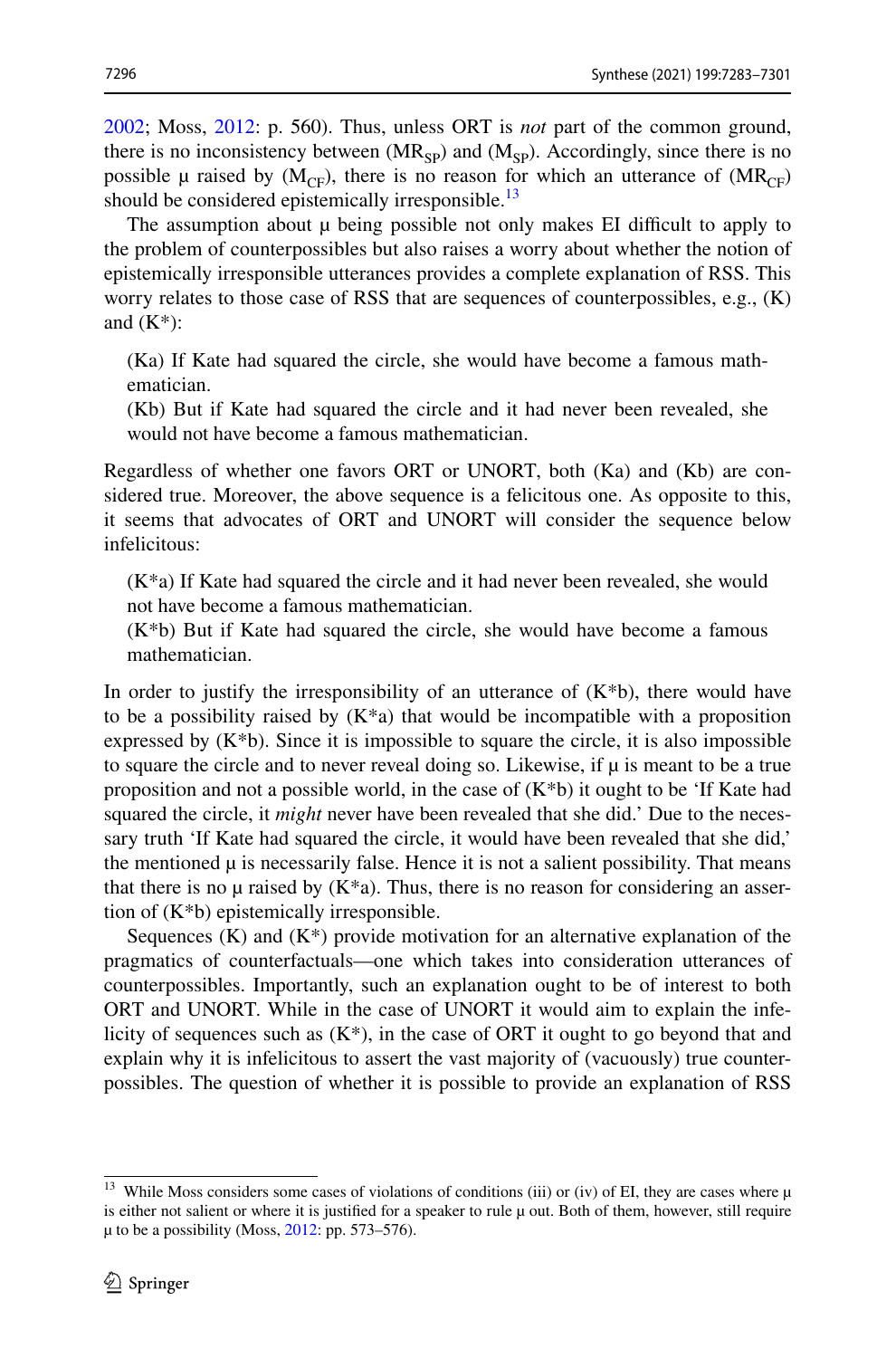2002; Moss, 2012: p. 560). Thus, unless ORT is *not* part of the common ground, there is no inconsistency between ($MR_{SP}$) and ($M_{SP}$). Accordingly, since there is no possible μ raised by ($M_{CF}$), there is no reason for which an utterance of ($MR_{CF}$) should be considered epistemically irresponsible.[13]

The assumption about μ being possible not only makes EI difficult to apply to the problem of counterpossibles but also raises a worry about whether the notion of epistemically irresponsible utterances provides a complete explanation of RSS. This worry relates to those case of RSS that are sequences of counterpossibles, e.g., (K) and (K*):

> (Ka) If Kate had squared the circle, she would have become a famous mathematician.
> (Kb) But if Kate had squared the circle and it had never been revealed, she would not have become a famous mathematician.

Regardless of whether one favors ORT or UNORT, both (Ka) and (Kb) are considered true. Moreover, the above sequence is a felicitous one. As opposite to this, it seems that advocates of ORT and UNORT will consider the sequence below infelicitous:

> (K*a) If Kate had squared the circle and it had never been revealed, she would not have become a famous mathematician.
> (K*b) But if Kate had squared the circle, she would have become a famous mathematician.

In order to justify the irresponsibility of an utterance of (K*b), there would have to be a possibility raised by (K*a) that would be incompatible with a proposition expressed by (K*b). Since it is impossible to square the circle, it is also impossible to square the circle and to never reveal doing so. Likewise, if μ is meant to be a true proposition and not a possible world, in the case of (K*b) it ought to be 'If Kate had squared the circle, it *might* never have been revealed that she did.' Due to the necessary truth 'If Kate had squared the circle, it would have been revealed that she did,' the mentioned μ is necessarily false. Hence it is not a salient possibility. That means that there is no μ raised by (K*a). Thus, there is no reason for considering an assertion of (K*b) epistemically irresponsible.

Sequences (K) and (K*) provide motivation for an alternative explanation of the pragmatics of counterfactuals—one which takes into consideration utterances of counterpossibles. Importantly, such an explanation ought to be of interest to both ORT and UNORT. While in the case of UNORT it would aim to explain the infelicity of sequences such as (K*), in the case of ORT it ought to go beyond that and explain why it is infelicitous to assert the vast majority of (vacuously) true counterpossibles. The question of whether it is possible to provide an explanation of RSS

---

[13] While Moss considers some cases of violations of conditions (iii) or (iv) of EI, they are cases where μ is either not salient or where it is justified for a speaker to rule μ out. Both of them, however, still require μ to be a possibility (Moss, 2012: pp. 573–576).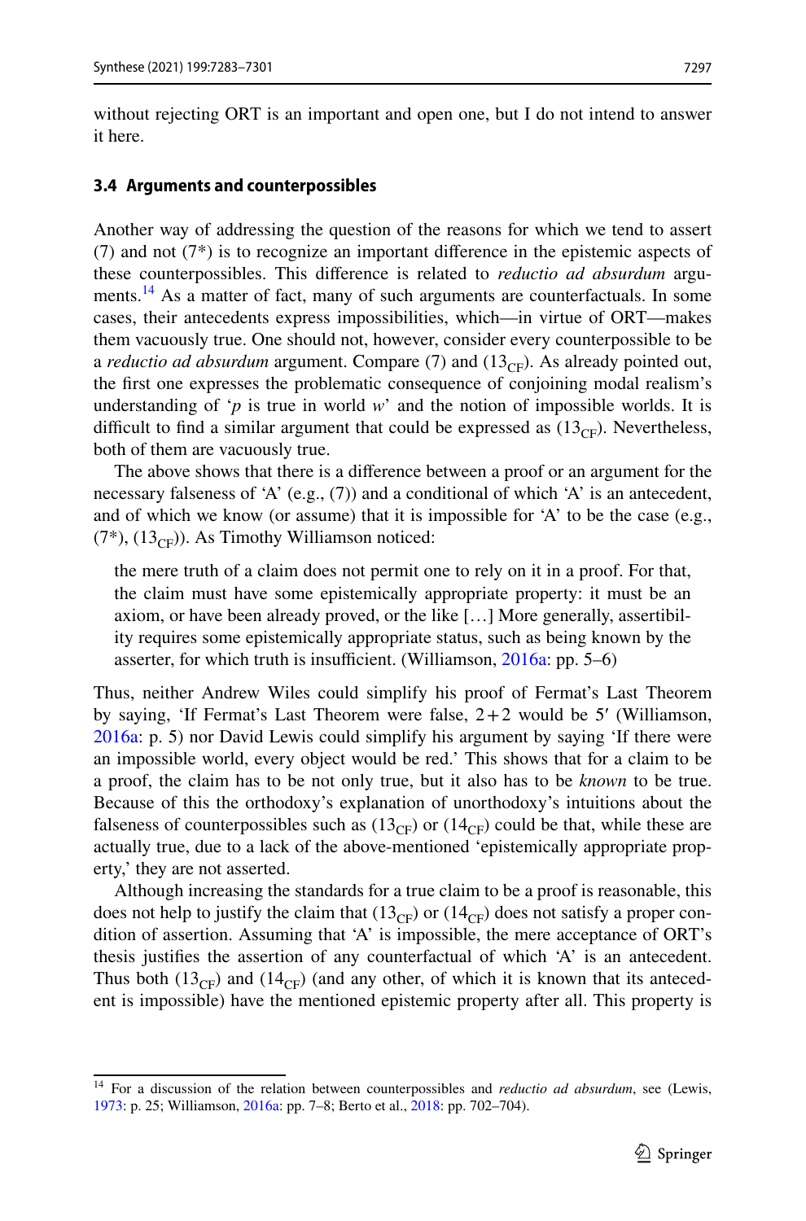without rejecting ORT is an important and open one, but I do not intend to answer it here.

### 3.4 Arguments and counterpossibles

Another way of addressing the question of the reasons for which we tend to assert (7) and not (7*) is to recognize an important difference in the epistemic aspects of these counterpossibles. This difference is related to *reductio ad absurdum* arguments.[14] As a matter of fact, many of such arguments are counterfactuals. In some cases, their antecedents express impossibilities, which—in virtue of ORT—makes them vacuously true. One should not, however, consider every counterpossible to be a *reductio ad absurdum* argument. Compare (7) and ($13_{CF}$). As already pointed out, the first one expresses the problematic consequence of conjoining modal realism's understanding of '*p* is true in world *w*' and the notion of impossible worlds. It is difficult to find a similar argument that could be expressed as ($13_{CF}$). Nevertheless, both of them are vacuously true.

The above shows that there is a difference between a proof or an argument for the necessary falseness of 'A' (e.g., (7)) and a conditional of which 'A' is an antecedent, and of which we know (or assume) that it is impossible for 'A' to be the case (e.g., (7*), ($13_{CF}$)). As Timothy Williamson noticed:

> the mere truth of a claim does not permit one to rely on it in a proof. For that, the claim must have some epistemically appropriate property: it must be an axiom, or have been already proved, or the like […] More generally, assertibility requires some epistemically appropriate status, such as being known by the asserter, for which truth is insufficient. (Williamson, 2016a: pp. 5–6)

Thus, neither Andrew Wiles could simplify his proof of Fermat's Last Theorem by saying, 'If Fermat's Last Theorem were false, 2+2 would be 5' (Williamson, 2016a: p. 5) nor David Lewis could simplify his argument by saying 'If there were an impossible world, every object would be red.' This shows that for a claim to be a proof, the claim has to be not only true, but it also has to be *known* to be true. Because of this the orthodoxy's explanation of unorthodoxy's intuitions about the falseness of counterpossibles such as ($13_{CF}$) or ($14_{CF}$) could be that, while these are actually true, due to a lack of the above-mentioned 'epistemically appropriate property,' they are not asserted.

Although increasing the standards for a true claim to be a proof is reasonable, this does not help to justify the claim that ($13_{CF}$) or ($14_{CF}$) does not satisfy a proper condition of assertion. Assuming that 'A' is impossible, the mere acceptance of ORT's thesis justifies the assertion of any counterfactual of which 'A' is an antecedent. Thus both ($13_{CF}$) and ($14_{CF}$) (and any other, of which it is known that its antecedent is impossible) have the mentioned epistemic property after all. This property is

---

[14] For a discussion of the relation between counterpossibles and *reductio ad absurdum*, see (Lewis, 1973: p. 25; Williamson, 2016a: pp. 7–8; Berto et al., 2018: pp. 702–704).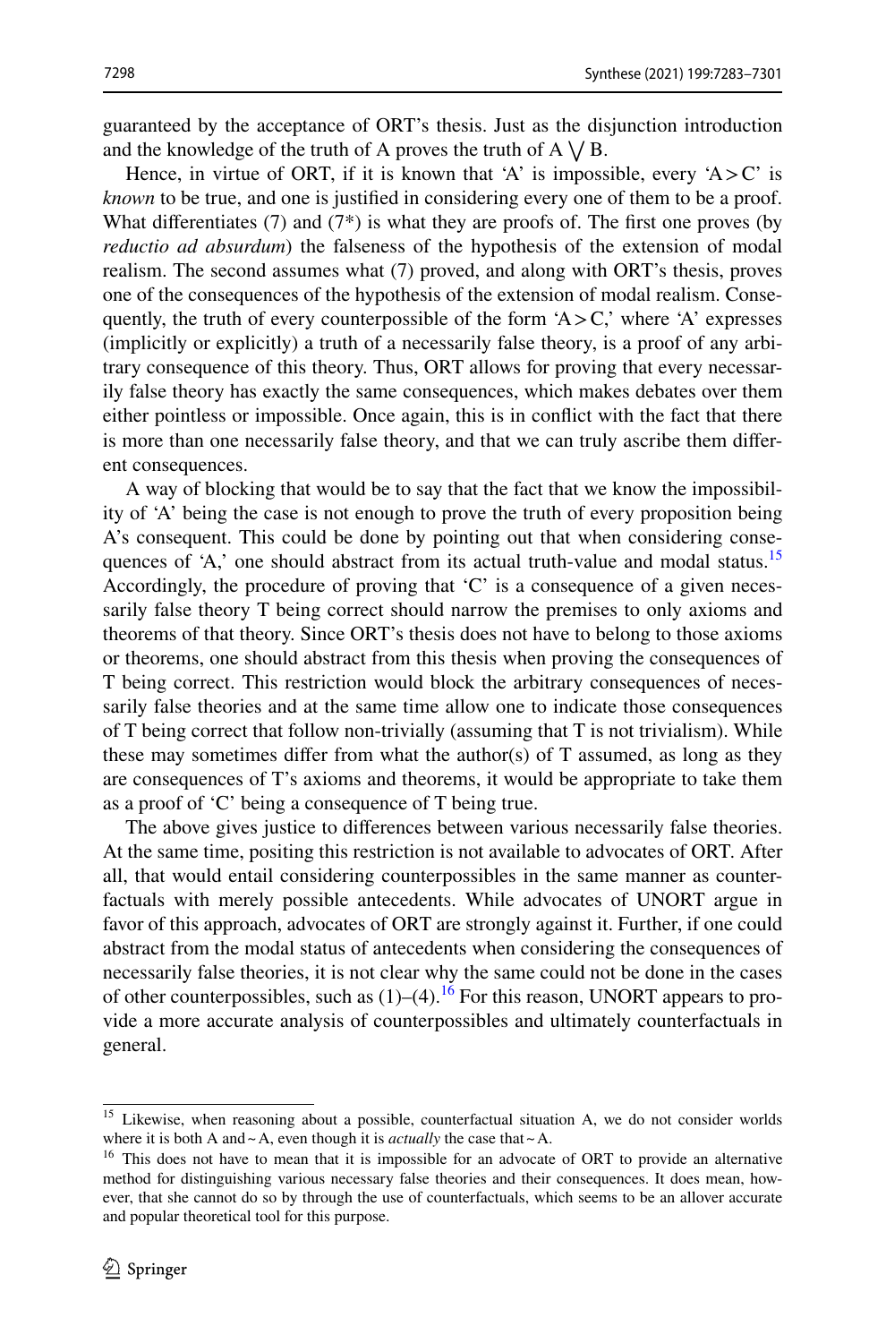guaranteed by the acceptance of ORT's thesis. Just as the disjunction introduction and the knowledge of the truth of A proves the truth of A $\bigvee$ B.

Hence, in virtue of ORT, if it is known that 'A' is impossible, every 'A > C' is *known* to be true, and one is justified in considering every one of them to be a proof. What differentiates (7) and (7*) is what they are proofs of. The first one proves (by *reductio ad absurdum*) the falseness of the hypothesis of the extension of modal realism. The second assumes what (7) proved, and along with ORT's thesis, proves one of the consequences of the hypothesis of the extension of modal realism. Consequently, the truth of every counterpossible of the form 'A > C,' where 'A' expresses (implicitly or explicitly) a truth of a necessarily false theory, is a proof of any arbitrary consequence of this theory. Thus, ORT allows for proving that every necessarily false theory has exactly the same consequences, which makes debates over them either pointless or impossible. Once again, this is in conflict with the fact that there is more than one necessarily false theory, and that we can truly ascribe them different consequences.

A way of blocking that would be to say that the fact that we know the impossibility of 'A' being the case is not enough to prove the truth of every proposition being A's consequent. This could be done by pointing out that when considering consequences of 'A,' one should abstract from its actual truth-value and modal status.[15] Accordingly, the procedure of proving that 'C' is a consequence of a given necessarily false theory T being correct should narrow the premises to only axioms and theorems of that theory. Since ORT's thesis does not have to belong to those axioms or theorems, one should abstract from this thesis when proving the consequences of T being correct. This restriction would block the arbitrary consequences of necessarily false theories and at the same time allow one to indicate those consequences of T being correct that follow non-trivially (assuming that T is not trivialism). While these may sometimes differ from what the author(s) of T assumed, as long as they are consequences of T's axioms and theorems, it would be appropriate to take them as a proof of 'C' being a consequence of T being true.

The above gives justice to differences between various necessarily false theories. At the same time, positing this restriction is not available to advocates of ORT. After all, that would entail considering counterpossibles in the same manner as counterfactuals with merely possible antecedents. While advocates of UNORT argue in favor of this approach, advocates of ORT are strongly against it. Further, if one could abstract from the modal status of antecedents when considering the consequences of necessarily false theories, it is not clear why the same could not be done in the cases of other counterpossibles, such as (1)–(4).[16] For this reason, UNORT appears to provide a more accurate analysis of counterpossibles and ultimately counterfactuals in general.

---

[15] Likewise, when reasoning about a possible, counterfactual situation A, we do not consider worlds where it is both A and ~ A, even though it is *actually* the case that ~ A.

[16] This does not have to mean that it is impossible for an advocate of ORT to provide an alternative method for distinguishing various necessary false theories and their consequences. It does mean, however, that she cannot do so by through the use of counterfactuals, which seems to be an allover accurate and popular theoretical tool for this purpose.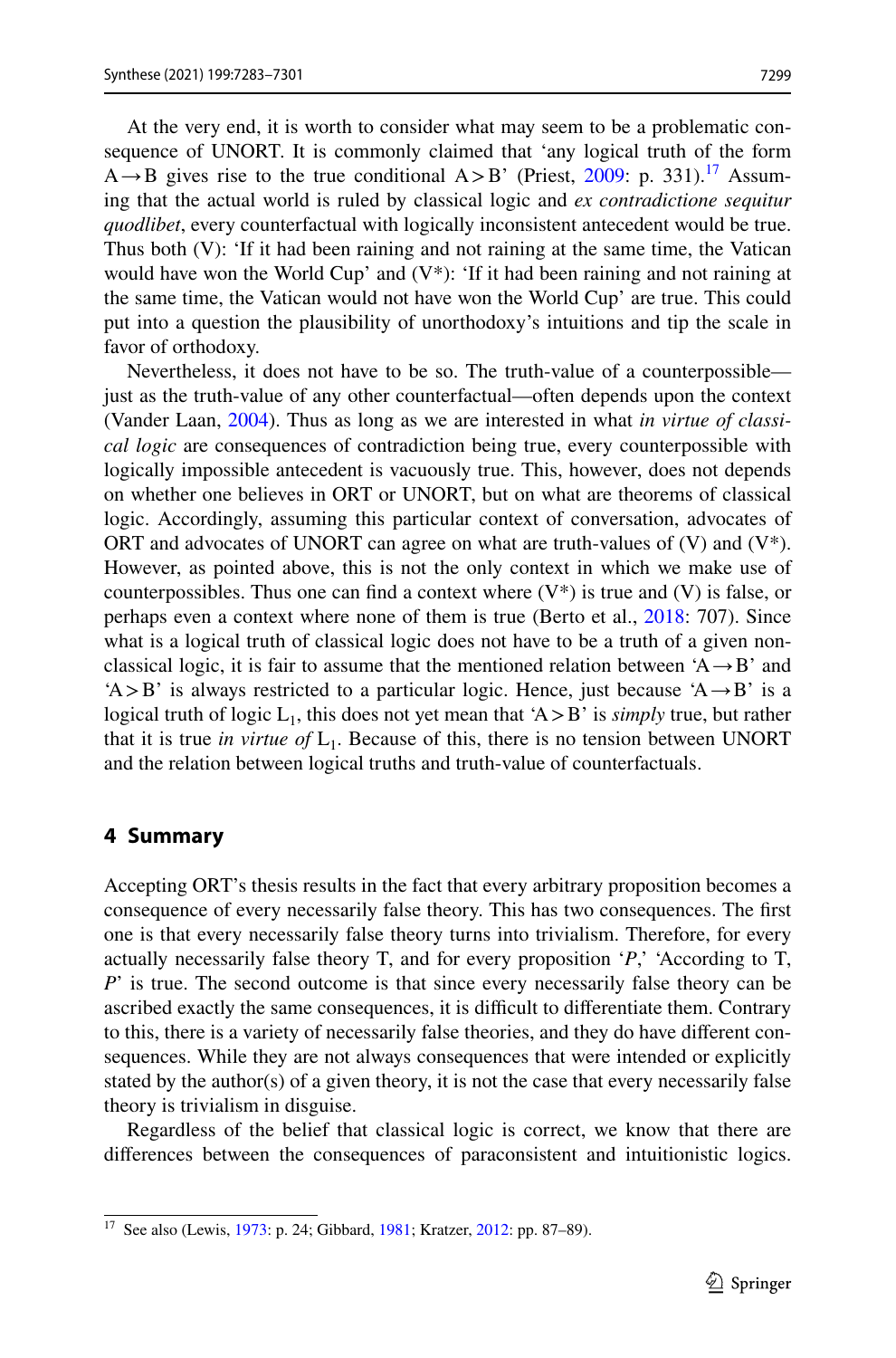At the very end, it is worth to consider what may seem to be a problematic consequence of UNORT. It is commonly claimed that 'any logical truth of the form A→B gives rise to the true conditional A > B' (Priest, 2009: p. 331).[17] Assuming that the actual world is ruled by classical logic and *ex contradictione sequitur quodlibet*, every counterfactual with logically inconsistent antecedent would be true. Thus both (V): 'If it had been raining and not raining at the same time, the Vatican would have won the World Cup' and (V*): 'If it had been raining and not raining at the same time, the Vatican would not have won the World Cup' are true. This could put into a question the plausibility of unorthodoxy's intuitions and tip the scale in favor of orthodoxy.

Nevertheless, it does not have to be so. The truth-value of a counterpossible—just as the truth-value of any other counterfactual—often depends upon the context (Vander Laan, 2004). Thus as long as we are interested in what *in virtue of classical logic* are consequences of contradiction being true, every counterpossible with logically impossible antecedent is vacuously true. This, however, does not depends on whether one believes in ORT or UNORT, but on what are theorems of classical logic. Accordingly, assuming this particular context of conversation, advocates of ORT and advocates of UNORT can agree on what are truth-values of (V) and (V*). However, as pointed above, this is not the only context in which we make use of counterpossibles. Thus one can find a context where (V*) is true and (V) is false, or perhaps even a context where none of them is true (Berto et al., 2018: 707). Since what is a logical truth of classical logic does not have to be a truth of a given non-classical logic, it is fair to assume that the mentioned relation between 'A→B' and 'A > B' is always restricted to a particular logic. Hence, just because 'A→B' is a logical truth of logic $L_1$, this does not yet mean that 'A > B' is *simply* true, but rather that it is true *in virtue of* $L_1$. Because of this, there is no tension between UNORT and the relation between logical truths and truth-value of counterfactuals.

## 4 Summary

Accepting ORT's thesis results in the fact that every arbitrary proposition becomes a consequence of every necessarily false theory. This has two consequences. The first one is that every necessarily false theory turns into trivialism. Therefore, for every actually necessarily false theory T, and for every proposition '*P*,' 'According to T, *P*' is true. The second outcome is that since every necessarily false theory can be ascribed exactly the same consequences, it is difficult to differentiate them. Contrary to this, there is a variety of necessarily false theories, and they do have different consequences. While they are not always consequences that were intended or explicitly stated by the author(s) of a given theory, it is not the case that every necessarily false theory is trivialism in disguise.

Regardless of the belief that classical logic is correct, we know that there are differences between the consequences of paraconsistent and intuitionistic logics.

---

[17] See also (Lewis, 1973: p. 24; Gibbard, 1981; Kratzer, 2012: pp. 87–89).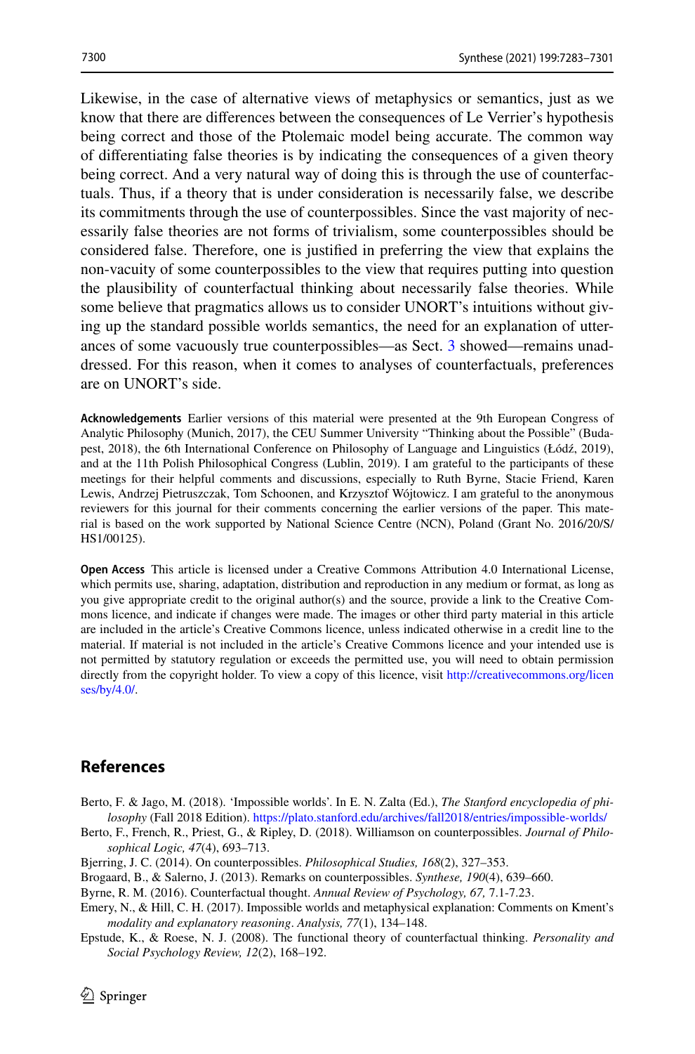Likewise, in the case of alternative views of metaphysics or semantics, just as we know that there are differences between the consequences of Le Verrier's hypothesis being correct and those of the Ptolemaic model being accurate. The common way of differentiating false theories is by indicating the consequences of a given theory being correct. And a very natural way of doing this is through the use of counterfactuals. Thus, if a theory that is under consideration is necessarily false, we describe its commitments through the use of counterpossibles. Since the vast majority of necessarily false theories are not forms of trivialism, some counterpossibles should be considered false. Therefore, one is justified in preferring the view that explains the non-vacuity of some counterpossibles to the view that requires putting into question the plausibility of counterfactual thinking about necessarily false theories. While some believe that pragmatics allows us to consider UNORT's intuitions without giving up the standard possible worlds semantics, the need for an explanation of utterances of some vacuously true counterpossibles—as Sect. 3 showed—remains unaddressed. For this reason, when it comes to analyses of counterfactuals, preferences are on UNORT's side.

**Acknowledgements** Earlier versions of this material were presented at the 9th European Congress of Analytic Philosophy (Munich, 2017), the CEU Summer University "Thinking about the Possible" (Budapest, 2018), the 6th International Conference on Philosophy of Language and Linguistics (Łódź, 2019), and at the 11th Polish Philosophical Congress (Lublin, 2019). I am grateful to the participants of these meetings for their helpful comments and discussions, especially to Ruth Byrne, Stacie Friend, Karen Lewis, Andrzej Pietruszczak, Tom Schoonen, and Krzysztof Wójtowicz. I am grateful to the anonymous reviewers for this journal for their comments concerning the earlier versions of the paper. This material is based on the work supported by National Science Centre (NCN), Poland (Grant No. 2016/20/S/HS1/00125).

**Open Access** This article is licensed under a Creative Commons Attribution 4.0 International License, which permits use, sharing, adaptation, distribution and reproduction in any medium or format, as long as you give appropriate credit to the original author(s) and the source, provide a link to the Creative Commons licence, and indicate if changes were made. The images or other third party material in this article are included in the article's Creative Commons licence, unless indicated otherwise in a credit line to the material. If material is not included in the article's Creative Commons licence and your intended use is not permitted by statutory regulation or exceeds the permitted use, you will need to obtain permission directly from the copyright holder. To view a copy of this licence, visit http://creativecommons.org/licenses/by/4.0/.

## References

Berto, F. & Jago, M. (2018). 'Impossible worlds'. In E. N. Zalta (Ed.), *The Stanford encyclopedia of philosophy* (Fall 2018 Edition). https://plato.stanford.edu/archives/fall2018/entries/impossible-worlds/

Berto, F., French, R., Priest, G., & Ripley, D. (2018). Williamson on counterpossibles. *Journal of Philosophical Logic, 47*(4), 693–713.

Bjerring, J. C. (2014). On counterpossibles. *Philosophical Studies, 168*(2), 327–353.

Brogaard, B., & Salerno, J. (2013). Remarks on counterpossibles. *Synthese, 190*(4), 639–660.

Byrne, R. M. (2016). Counterfactual thought. *Annual Review of Psychology, 67,* 7.1-7.23.

Emery, N., & Hill, C. H. (2017). Impossible worlds and metaphysical explanation: Comments on Kment's *modality and explanatory reasoning*. *Analysis, 77*(1), 134–148.

Epstude, K., & Roese, N. J. (2008). The functional theory of counterfactual thinking. *Personality and Social Psychology Review, 12*(2), 168–192.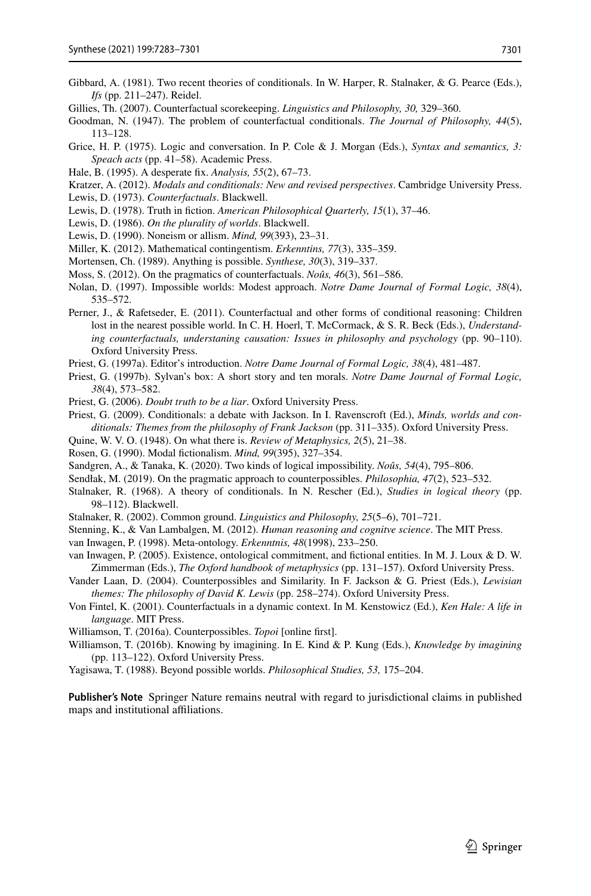Gibbard, A. (1981). Two recent theories of conditionals. In W. Harper, R. Stalnaker, & G. Pearce (Eds.), *Ifs* (pp. 211–247). Reidel.

Gillies, Th. (2007). Counterfactual scorekeeping. *Linguistics and Philosophy, 30,* 329–360.

Goodman, N. (1947). The problem of counterfactual conditionals. *The Journal of Philosophy, 44*(5), 113–128.

Grice, H. P. (1975). Logic and conversation. In P. Cole & J. Morgan (Eds.), *Syntax and semantics, 3: Speach acts* (pp. 41–58). Academic Press.

Hale, B. (1995). A desperate fix. *Analysis, 55*(2), 67–73.

Kratzer, A. (2012). *Modals and conditionals: New and revised perspectives*. Cambridge University Press.

Lewis, D. (1973). *Counterfactuals*. Blackwell.

Lewis, D. (1978). Truth in fiction. *American Philosophical Quarterly, 15*(1), 37–46.

Lewis, D. (1986). *On the plurality of worlds*. Blackwell.

Lewis, D. (1990). Noneism or allism. *Mind, 99*(393), 23–31.

Miller, K. (2012). Mathematical contingentism. *Erkenntins, 77*(3), 335–359.

Mortensen, Ch. (1989). Anything is possible. *Synthese, 30*(3), 319–337.

Moss, S. (2012). On the pragmatics of counterfactuals. *Noûs, 46*(3), 561–586.

Nolan, D. (1997). Impossible worlds: Modest approach. *Notre Dame Journal of Formal Logic, 38*(4), 535–572.

Perner, J., & Rafetseder, E. (2011). Counterfactual and other forms of conditional reasoning: Children lost in the nearest possible world. In C. H. Hoerl, T. McCormack, & S. R. Beck (Eds.), *Understanding counterfactuals, understaning causation: Issues in philosophy and psychology* (pp. 90–110). Oxford University Press.

Priest, G. (1997a). Editor's introduction. *Notre Dame Journal of Formal Logic, 38*(4), 481–487.

Priest, G. (1997b). Sylvan's box: A short story and ten morals. *Notre Dame Journal of Formal Logic, 38*(4), 573–582.

Priest, G. (2006). *Doubt truth to be a liar*. Oxford University Press.

Priest, G. (2009). Conditionals: a debate with Jackson. In I. Ravenscroft (Ed.), *Minds, worlds and conditionals: Themes from the philosophy of Frank Jackson* (pp. 311–335). Oxford University Press.

Quine, W. V. O. (1948). On what there is. *Review of Metaphysics, 2*(5), 21–38.

Rosen, G. (1990). Modal fictionalism. *Mind, 99*(395), 327–354.

Sandgren, A., & Tanaka, K. (2020). Two kinds of logical impossibility. *Noûs, 54*(4), 795–806.

Sendłak, M. (2019). On the pragmatic approach to counterpossibles. *Philosophia, 47*(2), 523–532.

Stalnaker, R. (1968). A theory of conditionals. In N. Rescher (Ed.), *Studies in logical theory* (pp. 98–112). Blackwell.

Stalnaker, R. (2002). Common ground. *Linguistics and Philosophy, 25*(5–6), 701–721.

Stenning, K., & Van Lambalgen, M. (2012). *Human reasoning and cognitve science*. The MIT Press.

van Inwagen, P. (1998). Meta-ontology. *Erkenntnis, 48*(1998), 233–250.

van Inwagen, P. (2005). Existence, ontological commitment, and fictional entities. In M. J. Loux & D. W. Zimmerman (Eds.), *The Oxford handbook of metaphysics* (pp. 131–157). Oxford University Press.

Vander Laan, D. (2004). Counterpossibles and Similarity. In F. Jackson & G. Priest (Eds.), *Lewisian themes: The philosophy of David K. Lewis* (pp. 258–274). Oxford University Press.

Von Fintel, K. (2001). Counterfactuals in a dynamic context. In M. Kenstowicz (Ed.), *Ken Hale: A life in language*. MIT Press.

Williamson, T. (2016a). Counterpossibles. *Topoi* [online first].

Williamson, T. (2016b). Knowing by imagining. In E. Kind & P. Kung (Eds.), *Knowledge by imagining* (pp. 113–122). Oxford University Press.

Yagisawa, T. (1988). Beyond possible worlds. *Philosophical Studies, 53,* 175–204.

**Publisher's Note** Springer Nature remains neutral with regard to jurisdictional claims in published maps and institutional affiliations.